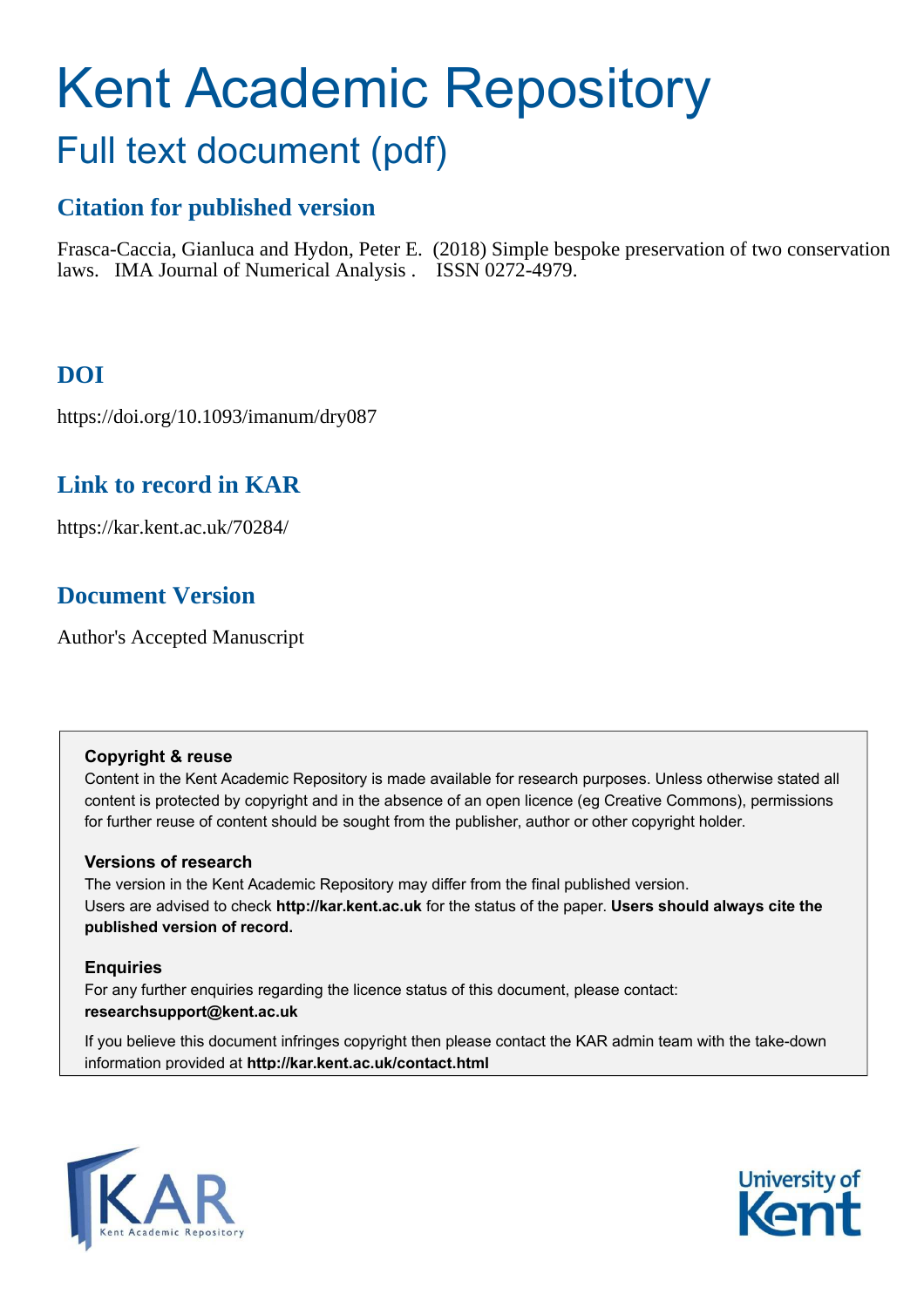# Kent Academic Repository

## Full text document (pdf)

### Citation for published version

Frasca-Caccia, Gianluca and Hydon, Peter E. (2018) Simple bespoke preservation of two conservation laws. IMA Journal of Numerical Analysis . ISSN 0272-4979.

### DOI

https://doi.org/10.1093/imanum/dry087

### Link to record in KAR

https://kar.kent.ac.uk/70284/

### Document Version

Author's Accepted Manuscript

**Copyright & reuse**

Content in the Kent Academic Repository is made available for research purposes. Unless otherwise stated all content is protected by copyright and in the absence of an open licence (eg Creative Commons), permissions for further reuse of content should be sought from the publisher, author or other copyright holder.

**Versions of research**

The version in the Kent Academic Repository may differ from the final published version. Users are advised to check **http://kar.kent.ac.uk** for the status of the paper. **Users should always cite the published version of record.**

**Enquiries**

For any further enquiries regarding the licence status of this document, please contact: **researchsupport@kent.ac.uk**

If you believe this document infringes copyright then please contact the KAR admin team with the take-down information provided at **http://kar.kent.ac.uk/contact.html**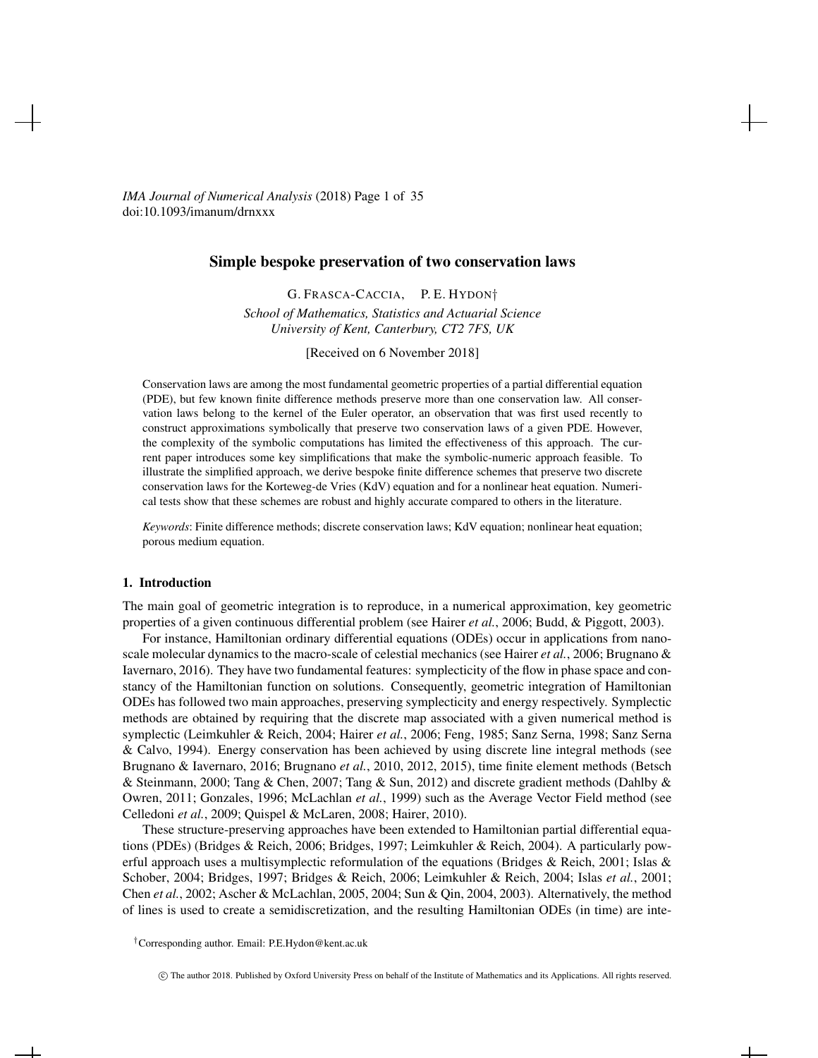*IMA Journal of Numerical Analysis* (2018) Page 1 of 35
doi:10.1093/imanum/drnxxx

# Simple bespoke preservation of two conservation laws

G. FRASCA-CACCIA, P. E. HYDON†

*School of Mathematics, Statistics and Actuarial Science*
*University of Kent, Canterbury, CT2 7FS, UK*

[Received on 6 November 2018]

Conservation laws are among the most fundamental geometric properties of a partial differential equation (PDE), but few known finite difference methods preserve more than one conservation law. All conservation laws belong to the kernel of the Euler operator, an observation that was first used recently to construct approximations symbolically that preserve two conservation laws of a given PDE. However, the complexity of the symbolic computations has limited the effectiveness of this approach. The current paper introduces some key simplifications that make the symbolic-numeric approach feasible. To illustrate the simplified approach, we derive bespoke finite difference schemes that preserve two discrete conservation laws for the Korteweg-de Vries (KdV) equation and for a nonlinear heat equation. Numerical tests show that these schemes are robust and highly accurate compared to others in the literature.

*Keywords*: Finite difference methods; discrete conservation laws; KdV equation; nonlinear heat equation; porous medium equation.

## 1. Introduction

The main goal of geometric integration is to reproduce, in a numerical approximation, key geometric properties of a given continuous differential problem (see Hairer *et al.*, 2006; Budd, & Piggott, 2003).

For instance, Hamiltonian ordinary differential equations (ODEs) occur in applications from nanoscale molecular dynamics to the macro-scale of celestial mechanics (see Hairer *et al.*, 2006; Brugnano & Iavernaro, 2016). They have two fundamental features: symplecticity of the flow in phase space and constancy of the Hamiltonian function on solutions. Consequently, geometric integration of Hamiltonian ODEs has followed two main approaches, preserving symplecticity and energy respectively. Symplectic methods are obtained by requiring that the discrete map associated with a given numerical method is symplectic (Leimkuhler & Reich, 2004; Hairer *et al.*, 2006; Feng, 1985; Sanz Serna, 1998; Sanz Serna & Calvo, 1994). Energy conservation has been achieved by using discrete line integral methods (see Brugnano & Iavernaro, 2016; Brugnano *et al.*, 2010, 2012, 2015), time finite element methods (Betsch & Steinmann, 2000; Tang & Chen, 2007; Tang & Sun, 2012) and discrete gradient methods (Dahlby & Owren, 2011; Gonzales, 1996; McLachlan *et al.*, 1999) such as the Average Vector Field method (see Celledoni *et al.*, 2009; Quispel & McLaren, 2008; Hairer, 2010).

These structure-preserving approaches have been extended to Hamiltonian partial differential equations (PDEs) (Bridges & Reich, 2006; Bridges, 1997; Leimkuhler & Reich, 2004). A particularly powerful approach uses a multisymplectic reformulation of the equations (Bridges & Reich, 2001; Islas & Schober, 2004; Bridges, 1997; Bridges & Reich, 2006; Leimkuhler & Reich, 2004; Islas *et al.*, 2001; Chen *et al.*, 2002; Ascher & McLachlan, 2005, 2004; Sun & Qin, 2004, 2003). Alternatively, the method of lines is used to create a semidiscretization, and the resulting Hamiltonian ODEs (in time) are inte-

†Corresponding author. Email: P.E.Hydon@kent.ac.uk

© The author 2018. Published by Oxford University Press on behalf of the Institute of Mathematics and its Applications. All rights reserved.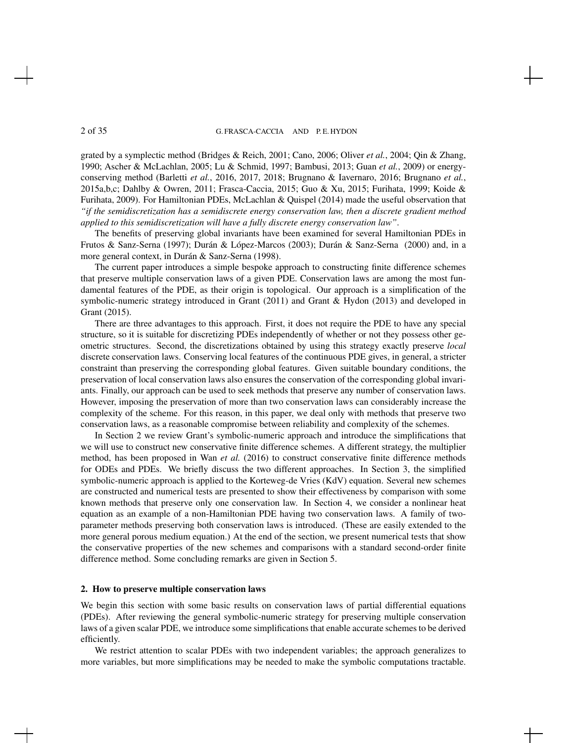grated by a symplectic method (Bridges & Reich, 2001; Cano, 2006; Oliver *et al.*, 2004; Qin & Zhang, 1990; Ascher & McLachlan, 2005; Lu & Schmid, 1997; Bambusi, 2013; Guan *et al.*, 2009) or energy-conserving method (Barletti *et al.*, 2016, 2017, 2018; Brugnano & Iavernaro, 2016; Brugnano *et al.*, 2015a,b,c; Dahlby & Owren, 2011; Frasca-Caccia, 2015; Guo & Xu, 2015; Furihata, 1999; Koide & Furihata, 2009). For Hamiltonian PDEs, McLachlan & Quispel (2014) made the useful observation that *"if the semidiscretization has a semidiscrete energy conservation law, then a discrete gradient method applied to this semidiscretization will have a fully discrete energy conservation law"*.

The benefits of preserving global invariants have been examined for several Hamiltonian PDEs in Frutos & Sanz-Serna (1997); Durán & López-Marcos (2003); Durán & Sanz-Serna (2000) and, in a more general context, in Durán & Sanz-Serna (1998).

The current paper introduces a simple bespoke approach to constructing finite difference schemes that preserve multiple conservation laws of a given PDE. Conservation laws are among the most fundamental features of the PDE, as their origin is topological. Our approach is a simplification of the symbolic-numeric strategy introduced in Grant (2011) and Grant & Hydon (2013) and developed in Grant (2015).

There are three advantages to this approach. First, it does not require the PDE to have any special structure, so it is suitable for discretizing PDEs independently of whether or not they possess other geometric structures. Second, the discretizations obtained by using this strategy exactly preserve *local* discrete conservation laws. Conserving local features of the continuous PDE gives, in general, a stricter constraint than preserving the corresponding global features. Given suitable boundary conditions, the preservation of local conservation laws also ensures the conservation of the corresponding global invariants. Finally, our approach can be used to seek methods that preserve any number of conservation laws. However, imposing the preservation of more than two conservation laws can considerably increase the complexity of the scheme. For this reason, in this paper, we deal only with methods that preserve two conservation laws, as a reasonable compromise between reliability and complexity of the schemes.

In Section 2 we review Grant's symbolic-numeric approach and introduce the simplifications that we will use to construct new conservative finite difference schemes. A different strategy, the multiplier method, has been proposed in Wan *et al.* (2016) to construct conservative finite difference methods for ODEs and PDEs. We briefly discuss the two different approaches. In Section 3, the simplified symbolic-numeric approach is applied to the Korteweg-de Vries (KdV) equation. Several new schemes are constructed and numerical tests are presented to show their effectiveness by comparison with some known methods that preserve only one conservation law. In Section 4, we consider a nonlinear heat equation as an example of a non-Hamiltonian PDE having two conservation laws. A family of two-parameter methods preserving both conservation laws is introduced. (These are easily extended to the more general porous medium equation.) At the end of the section, we present numerical tests that show the conservative properties of the new schemes and comparisons with a standard second-order finite difference method. Some concluding remarks are given in Section 5.

## 2. How to preserve multiple conservation laws

We begin this section with some basic results on conservation laws of partial differential equations (PDEs). After reviewing the general symbolic-numeric strategy for preserving multiple conservation laws of a given scalar PDE, we introduce some simplifications that enable accurate schemes to be derived efficiently.

We restrict attention to scalar PDEs with two independent variables; the approach generalizes to more variables, but more simplifications may be needed to make the symbolic computations tractable.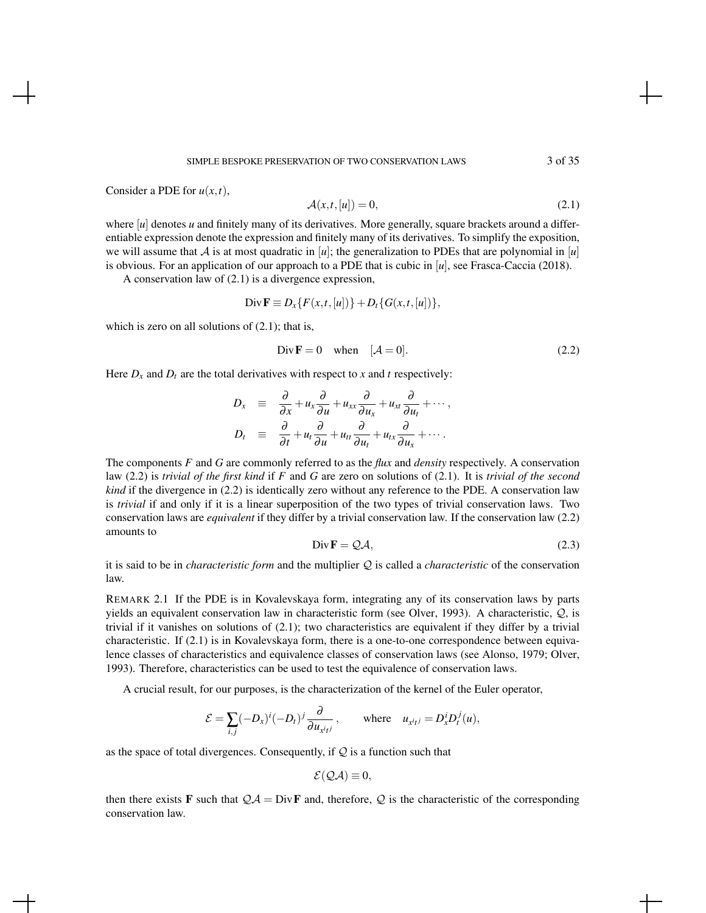Consider a PDE for $u(x,t)$,

$$\mathcal{A}(x,t,[u]) = 0, \tag{2.1}$$

where $[u]$ denotes $u$ and finitely many of its derivatives. More generally, square brackets around a differentiable expression denote the expression and finitely many of its derivatives. To simplify the exposition, we will assume that $\mathcal{A}$ is at most quadratic in $[u]$; the generalization to PDEs that are polynomial in $[u]$ is obvious. For an application of our approach to a PDE that is cubic in $[u]$, see Frasca-Caccia (2018).

A conservation law of (2.1) is a divergence expression,

$$\operatorname{Div}\mathbf{F} \equiv D_x\{F(x,t,[u])\} + D_t\{G(x,t,[u])\},$$

which is zero on all solutions of (2.1); that is,

$$\operatorname{Div}\mathbf{F} = 0 \quad \text{when} \quad [\mathcal{A} = 0]. \tag{2.2}$$

Here $D_x$ and $D_t$ are the total derivatives with respect to $x$ and $t$ respectively:

$$\begin{aligned} D_x &\equiv \frac{\partial}{\partial x} + u_x\frac{\partial}{\partial u} + u_{xx}\frac{\partial}{\partial u_x} + u_{xt}\frac{\partial}{\partial u_t} + \cdots, \\ D_t &\equiv \frac{\partial}{\partial t} + u_t\frac{\partial}{\partial u} + u_{tt}\frac{\partial}{\partial u_t} + u_{tx}\frac{\partial}{\partial u_x} + \cdots. \end{aligned}$$

The components $F$ and $G$ are commonly referred to as the *flux* and *density* respectively. A conservation law (2.2) is *trivial of the first kind* if $F$ and $G$ are zero on solutions of (2.1). It is *trivial of the second kind* if the divergence in (2.2) is identically zero without any reference to the PDE. A conservation law is *trivial* if and only if it is a linear superposition of the two types of trivial conservation laws. Two conservation laws are *equivalent* if they differ by a trivial conservation law. If the conservation law (2.2) amounts to

$$\operatorname{Div}\mathbf{F} = \mathcal{Q}\mathcal{A}, \tag{2.3}$$

it is said to be in *characteristic form* and the multiplier $\mathcal{Q}$ is called a *characteristic* of the conservation law.

REMARK 2.1 If the PDE is in Kovalevskaya form, integrating any of its conservation laws by parts yields an equivalent conservation law in characteristic form (see Olver, 1993). A characteristic, $\mathcal{Q}$, is trivial if it vanishes on solutions of (2.1); two characteristics are equivalent if they differ by a trivial characteristic. If (2.1) is in Kovalevskaya form, there is a one-to-one correspondence between equivalence classes of characteristics and equivalence classes of conservation laws (see Alonso, 1979; Olver, 1993). Therefore, characteristics can be used to test the equivalence of conservation laws.

A crucial result, for our purposes, is the characterization of the kernel of the Euler operator,

$$\mathcal{E} = \sum_{i,j}(-D_x)^i(-D_t)^j\frac{\partial}{\partial u_{x^it^j}}, \qquad \text{where} \quad u_{x^it^j} = D_x^iD_t^j(u),$$

as the space of total divergences. Consequently, if $\mathcal{Q}$ is a function such that

$$\mathcal{E}(\mathcal{Q}\mathcal{A}) \equiv 0,$$

then there exists $\mathbf{F}$ such that $\mathcal{Q}\mathcal{A} = \operatorname{Div}\mathbf{F}$ and, therefore, $\mathcal{Q}$ is the characteristic of the corresponding conservation law.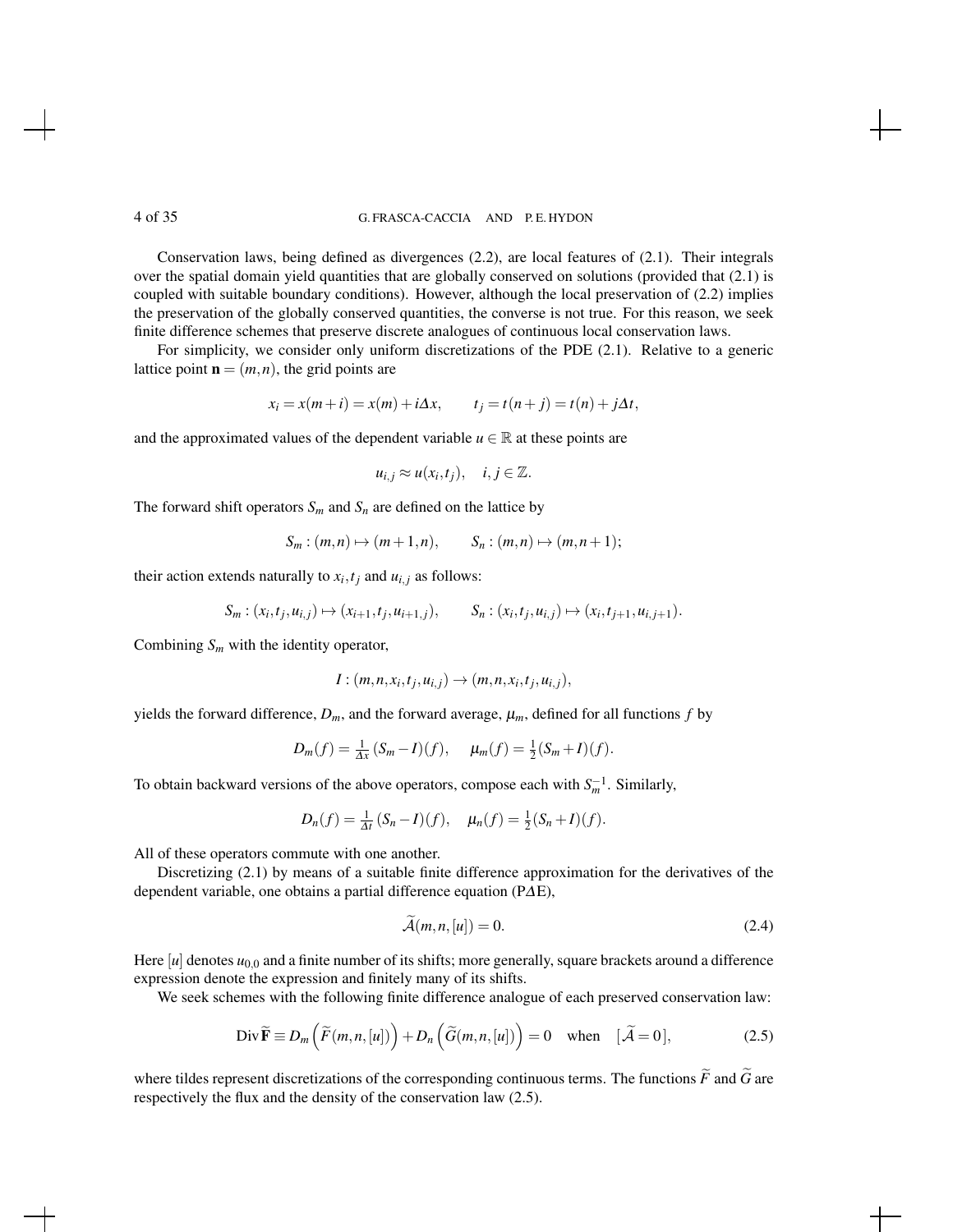Conservation laws, being defined as divergences (2.2), are local features of (2.1). Their integrals over the spatial domain yield quantities that are globally conserved on solutions (provided that (2.1) is coupled with suitable boundary conditions). However, although the local preservation of (2.2) implies the preservation of the globally conserved quantities, the converse is not true. For this reason, we seek finite difference schemes that preserve discrete analogues of continuous local conservation laws.

For simplicity, we consider only uniform discretizations of the PDE (2.1). Relative to a generic lattice point $\mathbf{n} = (m,n)$, the grid points are

$$x_i = x(m+i) = x(m) + i\Delta x, \qquad t_j = t(n+j) = t(n) + j\Delta t,$$

and the approximated values of the dependent variable $u \in \mathbb{R}$ at these points are

$$u_{i,j} \approx u(x_i, t_j), \quad i, j \in \mathbb{Z}.$$

The forward shift operators $S_m$ and $S_n$ are defined on the lattice by

$$S_m : (m,n) \mapsto (m+1,n), \qquad S_n : (m,n) \mapsto (m,n+1);$$

their action extends naturally to $x_i, t_j$ and $u_{i,j}$ as follows:

$$S_m : (x_i, t_j, u_{i,j}) \mapsto (x_{i+1}, t_j, u_{i+1,j}), \qquad S_n : (x_i, t_j, u_{i,j}) \mapsto (x_i, t_{j+1}, u_{i,j+1}).$$

Combining $S_m$ with the identity operator,

$$I : (m,n,x_i,t_j,u_{i,j}) \to (m,n,x_i,t_j,u_{i,j}),$$

yields the forward difference, $D_m$, and the forward average, $\mu_m$, defined for all functions $f$ by

$$D_m(f) = \tfrac{1}{\Delta x}(S_m - I)(f), \quad \mu_m(f) = \tfrac{1}{2}(S_m + I)(f).$$

To obtain backward versions of the above operators, compose each with $S_m^{-1}$. Similarly,

$$D_n(f) = \tfrac{1}{\Delta t}(S_n - I)(f), \quad \mu_n(f) = \tfrac{1}{2}(S_n + I)(f).$$

All of these operators commute with one another.

Discretizing (2.1) by means of a suitable finite difference approximation for the derivatives of the dependent variable, one obtains a partial difference equation (P$\Delta$E),

$$\widetilde{\mathcal{A}}(m,n,[u]) = 0. \tag{2.4}$$

Here $[u]$ denotes $u_{0,0}$ and a finite number of its shifts; more generally, square brackets around a difference expression denote the expression and finitely many of its shifts.

We seek schemes with the following finite difference analogue of each preserved conservation law:

$$\operatorname{Div} \widetilde{\mathbf{F}} \equiv D_m\left(\widetilde{F}(m,n,[u])\right) + D_n\left(\widetilde{G}(m,n,[u])\right) = 0 \quad \text{when} \quad [\widetilde{\mathcal{A}} = 0], \tag{2.5}$$

where tildes represent discretizations of the corresponding continuous terms. The functions $\widetilde{F}$ and $\widetilde{G}$ are respectively the flux and the density of the conservation law (2.5).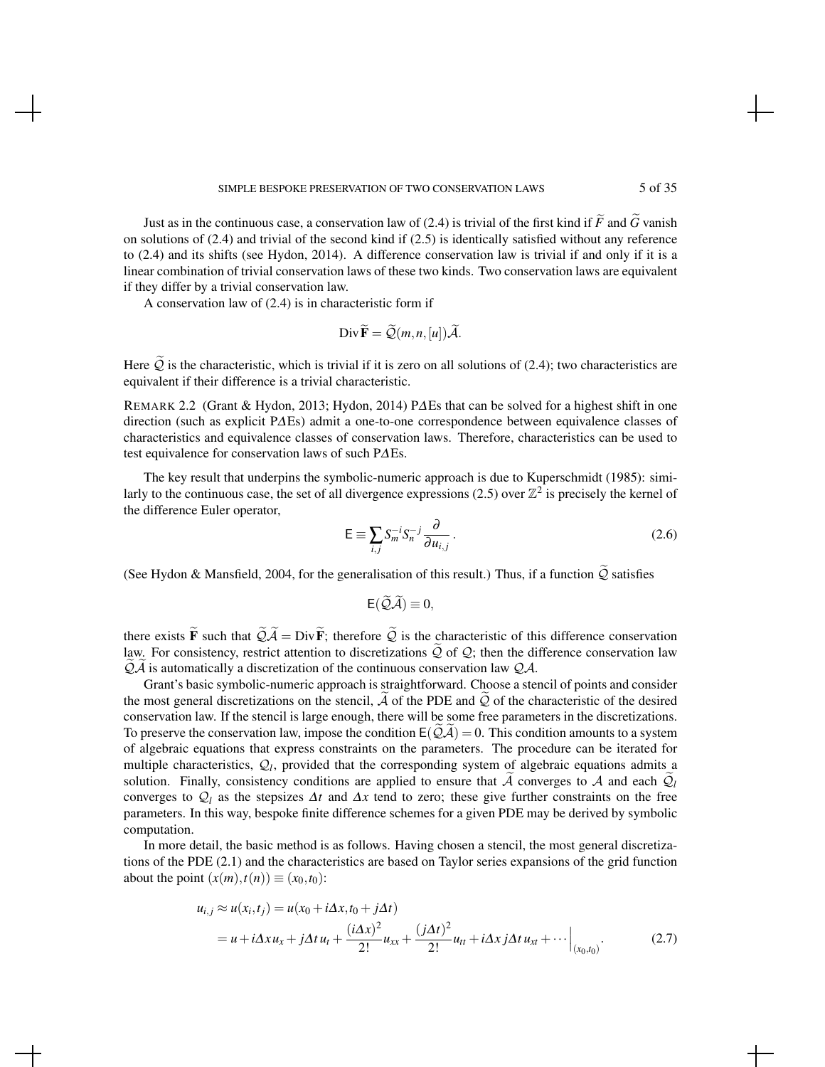Just as in the continuous case, a conservation law of (2.4) is trivial of the first kind if $\widetilde{F}$ and $\widetilde{G}$ vanish on solutions of (2.4) and trivial of the second kind if (2.5) is identically satisfied without any reference to (2.4) and its shifts (see Hydon, 2014). A difference conservation law is trivial if and only if it is a linear combination of trivial conservation laws of these two kinds. Two conservation laws are equivalent if they differ by a trivial conservation law.

A conservation law of (2.4) is in characteristic form if

$$\mathrm{Div}\,\widetilde{\mathbf{F}} = \widetilde{\mathcal{Q}}(m,n,[u])\widetilde{\mathcal{A}}.$$

Here $\widetilde{\mathcal{Q}}$ is the characteristic, which is trivial if it is zero on all solutions of (2.4); two characteristics are equivalent if their difference is a trivial characteristic.

REMARK 2.2 (Grant & Hydon, 2013; Hydon, 2014) P$\Delta$Es that can be solved for a highest shift in one direction (such as explicit P$\Delta$Es) admit a one-to-one correspondence between equivalence classes of characteristics and equivalence classes of conservation laws. Therefore, characteristics can be used to test equivalence for conservation laws of such P$\Delta$Es.

The key result that underpins the symbolic-numeric approach is due to Kuperschmidt (1985): similarly to the continuous case, the set of all divergence expressions (2.5) over $\mathbb{Z}^2$ is precisely the kernel of the difference Euler operator,

$$\mathsf{E} \equiv \sum_{i,j} S_m^{-i} S_n^{-j} \frac{\partial}{\partial u_{i,j}}. \tag{2.6}$$

(See Hydon & Mansfield, 2004, for the generalisation of this result.) Thus, if a function $\widetilde{\mathcal{Q}}$ satisfies

$$\mathsf{E}(\widetilde{\mathcal{Q}}\widetilde{\mathcal{A}}) \equiv 0,$$

there exists $\widetilde{\mathbf{F}}$ such that $\widetilde{\mathcal{Q}}\widetilde{\mathcal{A}} = \mathrm{Div}\,\widetilde{\mathbf{F}}$; therefore $\widetilde{\mathcal{Q}}$ is the characteristic of this difference conservation law. For consistency, restrict attention to discretizations $\widetilde{\mathcal{Q}}$ of $\mathcal{Q}$; then the difference conservation law $\widetilde{\mathcal{Q}}\widetilde{\mathcal{A}}$ is automatically a discretization of the continuous conservation law $\mathcal{Q}\mathcal{A}$.

Grant's basic symbolic-numeric approach is straightforward. Choose a stencil of points and consider the most general discretizations on the stencil, $\widetilde{\mathcal{A}}$ of the PDE and $\widetilde{\mathcal{Q}}$ of the characteristic of the desired conservation law. If the stencil is large enough, there will be some free parameters in the discretizations. To preserve the conservation law, impose the condition $\mathsf{E}(\widetilde{\mathcal{Q}}\widetilde{\mathcal{A}}) = 0$. This condition amounts to a system of algebraic equations that express constraints on the parameters. The procedure can be iterated for multiple characteristics, $\mathcal{Q}_l$, provided that the corresponding system of algebraic equations admits a solution. Finally, consistency conditions are applied to ensure that $\widetilde{\mathcal{A}}$ converges to $\mathcal{A}$ and each $\widetilde{\mathcal{Q}}_l$ converges to $\mathcal{Q}_l$ as the stepsizes $\Delta t$ and $\Delta x$ tend to zero; these give further constraints on the free parameters. In this way, bespoke finite difference schemes for a given PDE may be derived by symbolic computation.

In more detail, the basic method is as follows. Having chosen a stencil, the most general discretizations of the PDE (2.1) and the characteristics are based on Taylor series expansions of the grid function about the point $(x(m),t(n)) \equiv (x_0,t_0)$:

$$\begin{aligned} u_{i,j} \approx u(x_i,t_j) &= u(x_0 + i\Delta x, t_0 + j\Delta t) \\ &= u + i\Delta x\, u_x + j\Delta t\, u_t + \frac{(i\Delta x)^2}{2!}u_{xx} + \frac{(j\Delta t)^2}{2!}u_{tt} + i\Delta x\, j\Delta t\, u_{xt} + \cdots \Big|_{(x_0,t_0)}. \end{aligned} \tag{2.7}$$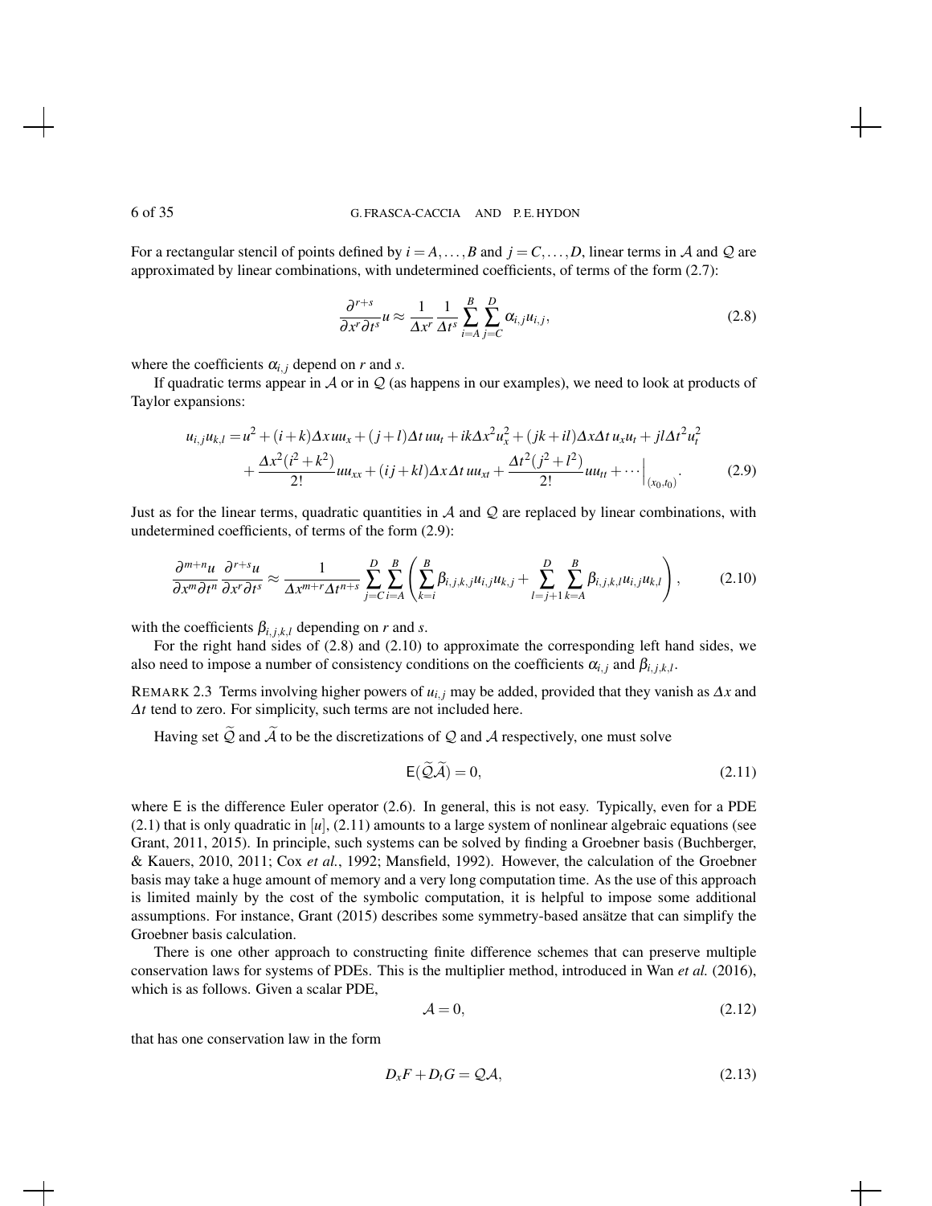For a rectangular stencil of points defined by $i = A, \ldots, B$ and $j = C, \ldots, D$, linear terms in $\mathcal{A}$ and $\mathcal{Q}$ are approximated by linear combinations, with undetermined coefficients, of terms of the form (2.7):

$$\frac{\partial^{r+s}}{\partial x^r \partial t^s} u \approx \frac{1}{\Delta x^r} \frac{1}{\Delta t^s} \sum_{i=A}^{B} \sum_{j=C}^{D} \alpha_{i,j} u_{i,j}, \tag{2.8}$$

where the coefficients $\alpha_{i,j}$ depend on $r$ and $s$.

If quadratic terms appear in $\mathcal{A}$ or in $\mathcal{Q}$ (as happens in our examples), we need to look at products of Taylor expansions:

$$\begin{aligned} u_{i,j} u_{k,l} = & u^2 + (i+k)\Delta x\, u u_x + (j+l)\Delta t\, u u_t + ik\Delta x^2 u_x^2 + (jk+il)\Delta x \Delta t\, u_x u_t + jl\Delta t^2 u_t^2 \\ & + \frac{\Delta x^2 (i^2+k^2)}{2!} u u_{xx} + (ij+kl)\Delta x \Delta t\, u u_{xt} + \frac{\Delta t^2 (j^2+l^2)}{2!} u u_{tt} + \cdots \Big|_{(x_0,t_0)}. \end{aligned} \tag{2.9}$$

Just as for the linear terms, quadratic quantities in $\mathcal{A}$ and $\mathcal{Q}$ are replaced by linear combinations, with undetermined coefficients, of terms of the form (2.9):

$$\frac{\partial^{m+n} u}{\partial x^m \partial t^n} \frac{\partial^{r+s} u}{\partial x^r \partial t^s} \approx \frac{1}{\Delta x^{m+r} \Delta t^{n+s}} \sum_{j=C}^{D} \sum_{i=A}^{B} \left( \sum_{k=i}^{B} \beta_{i,j,k,j} u_{i,j} u_{k,j} + \sum_{l=j+1}^{D} \sum_{k=A}^{B} \beta_{i,j,k,l} u_{i,j} u_{k,l} \right), \tag{2.10}$$

with the coefficients $\beta_{i,j,k,l}$ depending on $r$ and $s$.

For the right hand sides of (2.8) and (2.10) to approximate the corresponding left hand sides, we also need to impose a number of consistency conditions on the coefficients $\alpha_{i,j}$ and $\beta_{i,j,k,l}$.

REMARK 2.3 Terms involving higher powers of $u_{i,j}$ may be added, provided that they vanish as $\Delta x$ and $\Delta t$ tend to zero. For simplicity, such terms are not included here.

Having set $\widetilde{\mathcal{Q}}$ and $\widetilde{\mathcal{A}}$ to be the discretizations of $\mathcal{Q}$ and $\mathcal{A}$ respectively, one must solve

$$\mathsf{E}(\widetilde{\mathcal{Q}}\widetilde{\mathcal{A}}) = 0, \tag{2.11}$$

where $\mathsf{E}$ is the difference Euler operator (2.6). In general, this is not easy. Typically, even for a PDE (2.1) that is only quadratic in $[u]$, (2.11) amounts to a large system of nonlinear algebraic equations (see Grant, 2011, 2015). In principle, such systems can be solved by finding a Groebner basis (Buchberger, & Kauers, 2010, 2011; Cox *et al.*, 1992; Mansfield, 1992). However, the calculation of the Groebner basis may take a huge amount of memory and a very long computation time. As the use of this approach is limited mainly by the cost of the symbolic computation, it is helpful to impose some additional assumptions. For instance, Grant (2015) describes some symmetry-based ansätze that can simplify the Groebner basis calculation.

There is one other approach to constructing finite difference schemes that can preserve multiple conservation laws for systems of PDEs. This is the multiplier method, introduced in Wan *et al.* (2016), which is as follows. Given a scalar PDE,

$$\mathcal{A} = 0, \tag{2.12}$$

that has one conservation law in the form

$$D_x F + D_t G = \mathcal{Q}\mathcal{A}, \tag{2.13}$$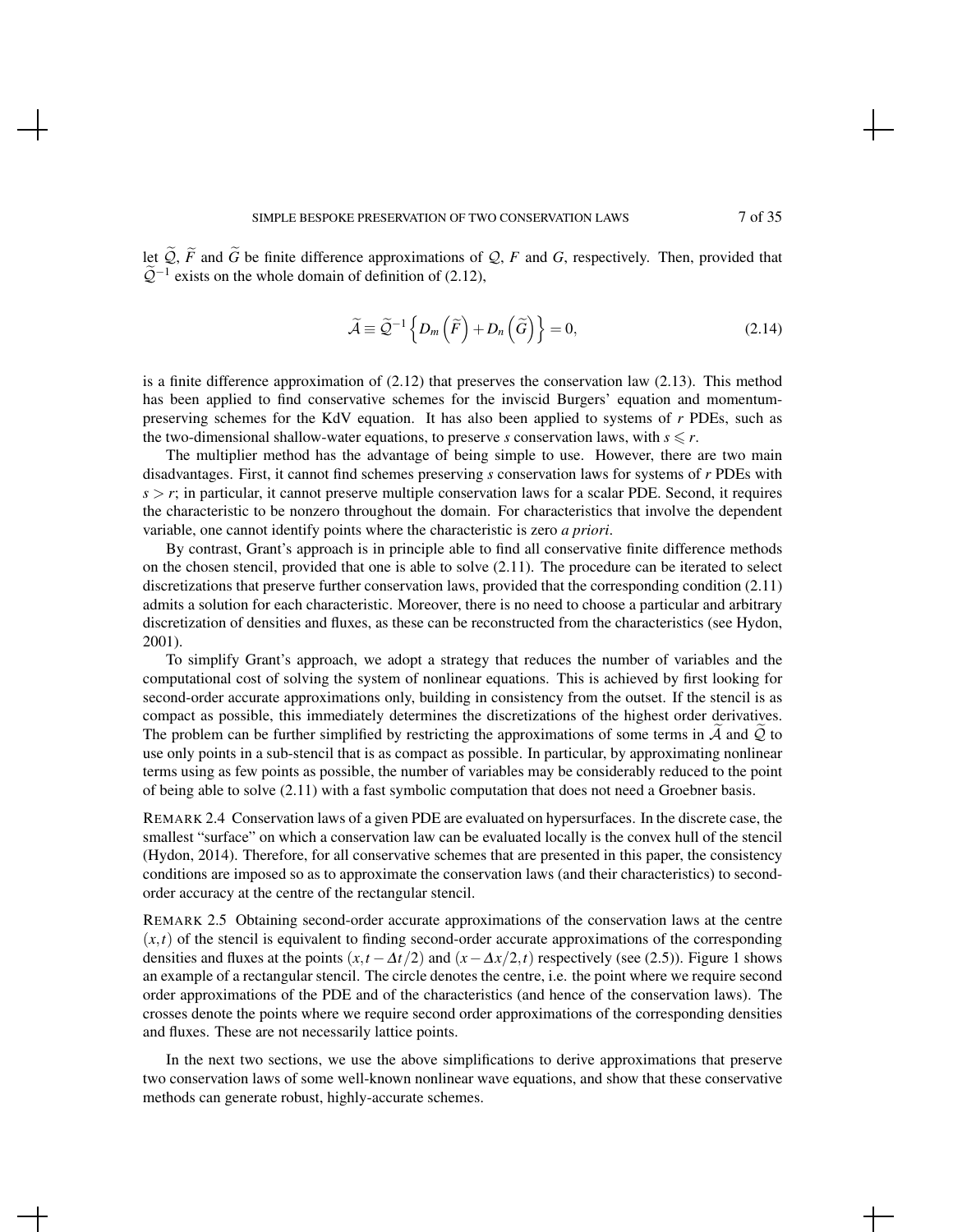let $\widetilde{\mathcal{Q}}$, $\widetilde{F}$ and $\widetilde{G}$ be finite difference approximations of $\mathcal{Q}$, $F$ and $G$, respectively. Then, provided that $\widetilde{\mathcal{Q}}^{-1}$ exists on the whole domain of definition of (2.12),

$$\widetilde{\mathcal{A}} \equiv \widetilde{\mathcal{Q}}^{-1}\left\{D_m\left(\widetilde{F}\right)+D_n\left(\widetilde{G}\right)\right\}=0, \tag{2.14}$$

is a finite difference approximation of (2.12) that preserves the conservation law (2.13). This method has been applied to find conservative schemes for the inviscid Burgers' equation and momentum-preserving schemes for the KdV equation. It has also been applied to systems of $r$ PDEs, such as the two-dimensional shallow-water equations, to preserve $s$ conservation laws, with $s \leqslant r$.

The multiplier method has the advantage of being simple to use. However, there are two main disadvantages. First, it cannot find schemes preserving $s$ conservation laws for systems of $r$ PDEs with $s > r$; in particular, it cannot preserve multiple conservation laws for a scalar PDE. Second, it requires the characteristic to be nonzero throughout the domain. For characteristics that involve the dependent variable, one cannot identify points where the characteristic is zero *a priori*.

By contrast, Grant's approach is in principle able to find all conservative finite difference methods on the chosen stencil, provided that one is able to solve (2.11). The procedure can be iterated to select discretizations that preserve further conservation laws, provided that the corresponding condition (2.11) admits a solution for each characteristic. Moreover, there is no need to choose a particular and arbitrary discretization of densities and fluxes, as these can be reconstructed from the characteristics (see Hydon, 2001).

To simplify Grant's approach, we adopt a strategy that reduces the number of variables and the computational cost of solving the system of nonlinear equations. This is achieved by first looking for second-order accurate approximations only, building in consistency from the outset. If the stencil is as compact as possible, this immediately determines the discretizations of the highest order derivatives. The problem can be further simplified by restricting the approximations of some terms in $\widetilde{\mathcal{A}}$ and $\widetilde{\mathcal{Q}}$ to use only points in a sub-stencil that is as compact as possible. In particular, by approximating nonlinear terms using as few points as possible, the number of variables may be considerably reduced to the point of being able to solve (2.11) with a fast symbolic computation that does not need a Groebner basis.

REMARK 2.4 Conservation laws of a given PDE are evaluated on hypersurfaces. In the discrete case, the smallest "surface" on which a conservation law can be evaluated locally is the convex hull of the stencil (Hydon, 2014). Therefore, for all conservative schemes that are presented in this paper, the consistency conditions are imposed so as to approximate the conservation laws (and their characteristics) to second-order accuracy at the centre of the rectangular stencil.

REMARK 2.5 Obtaining second-order accurate approximations of the conservation laws at the centre $(x,t)$ of the stencil is equivalent to finding second-order accurate approximations of the corresponding densities and fluxes at the points $(x, t-\Delta t/2)$ and $(x-\Delta x/2, t)$ respectively (see (2.5)). Figure 1 shows an example of a rectangular stencil. The circle denotes the centre, i.e. the point where we require second order approximations of the PDE and of the characteristics (and hence of the conservation laws). The crosses denote the points where we require second order approximations of the corresponding densities and fluxes. These are not necessarily lattice points.

In the next two sections, we use the above simplifications to derive approximations that preserve two conservation laws of some well-known nonlinear wave equations, and show that these conservative methods can generate robust, highly-accurate schemes.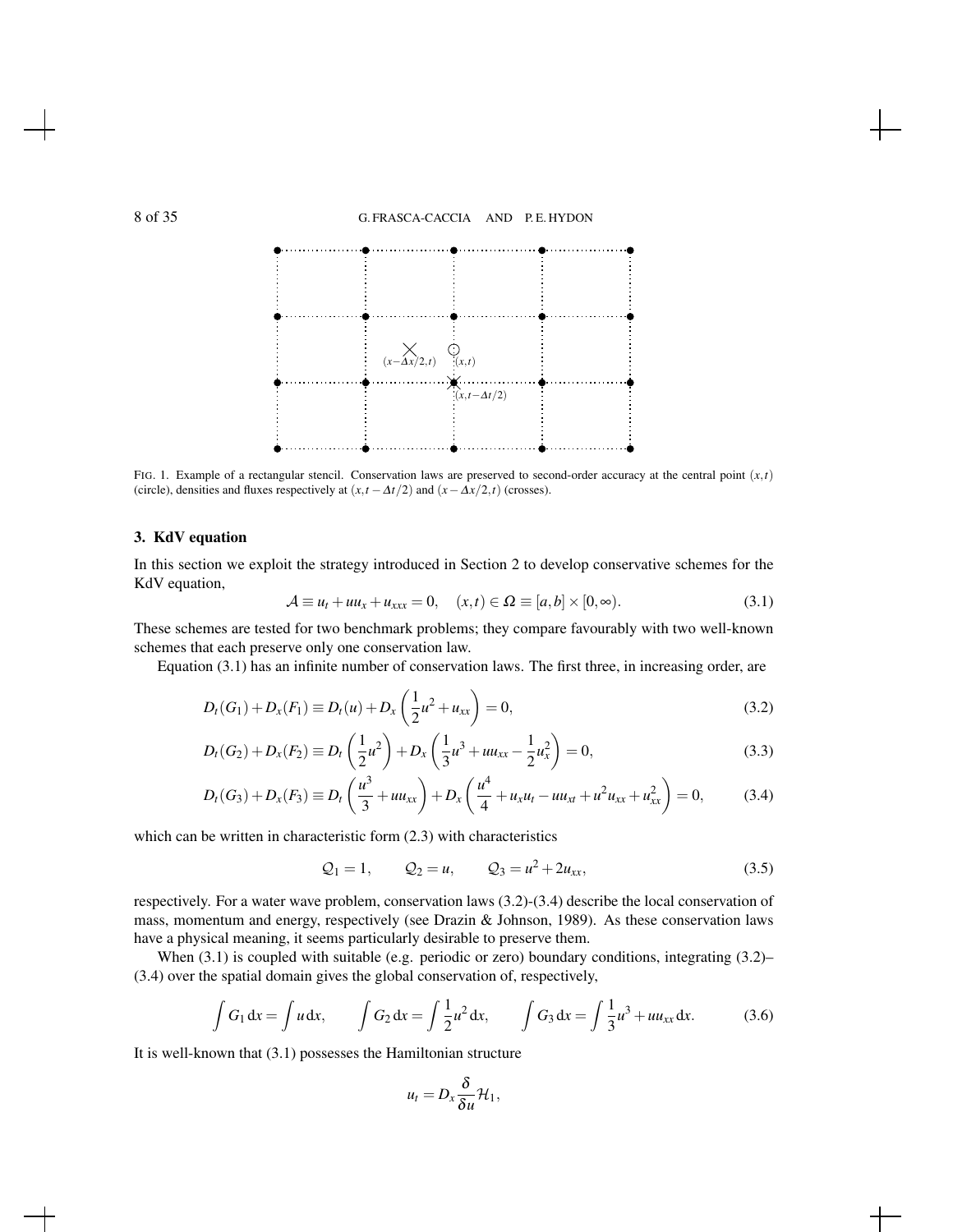FIG. 1. Example of a rectangular stencil. Conservation laws are preserved to second-order accuracy at the central point $(x,t)$ (circle), densities and fluxes respectively at $(x,t-\Delta t/2)$ and $(x-\Delta x/2,t)$ (crosses).

## 3. KdV equation

In this section we exploit the strategy introduced in Section 2 to develop conservative schemes for the KdV equation,

$$\mathcal{A} \equiv u_t + uu_x + u_{xxx} = 0, \quad (x,t) \in \Omega \equiv [a,b] \times [0,\infty). \tag{3.1}$$

These schemes are tested for two benchmark problems; they compare favourably with two well-known schemes that each preserve only one conservation law.

Equation (3.1) has an infinite number of conservation laws. The first three, in increasing order, are

$$D_t(G_1) + D_x(F_1) \equiv D_t(u) + D_x\left(\frac{1}{2}u^2 + u_{xx}\right) = 0, \tag{3.2}$$

$$D_t(G_2) + D_x(F_2) \equiv D_t\left(\frac{1}{2}u^2\right) + D_x\left(\frac{1}{3}u^3 + uu_{xx} - \frac{1}{2}u_x^2\right) = 0, \tag{3.3}$$

$$D_t(G_3) + D_x(F_3) \equiv D_t\left(\frac{u^3}{3} + uu_{xx}\right) + D_x\left(\frac{u^4}{4} + u_x u_t - uu_{xt} + u^2 u_{xx} + u_{xx}^2\right) = 0, \tag{3.4}$$

which can be written in characteristic form (2.3) with characteristics

$$\mathcal{Q}_1 = 1, \qquad \mathcal{Q}_2 = u, \qquad \mathcal{Q}_3 = u^2 + 2u_{xx}, \tag{3.5}$$

respectively. For a water wave problem, conservation laws (3.2)-(3.4) describe the local conservation of mass, momentum and energy, respectively (see Drazin & Johnson, 1989). As these conservation laws have a physical meaning, it seems particularly desirable to preserve them.

When (3.1) is coupled with suitable (e.g. periodic or zero) boundary conditions, integrating (3.2)–(3.4) over the spatial domain gives the global conservation of, respectively,

$$\int G_1 \,\mathrm{d}x = \int u \,\mathrm{d}x, \qquad \int G_2 \,\mathrm{d}x = \int \frac{1}{2}u^2 \,\mathrm{d}x, \qquad \int G_3 \,\mathrm{d}x = \int \frac{1}{3}u^3 + uu_{xx} \,\mathrm{d}x. \tag{3.6}$$

It is well-known that (3.1) possesses the Hamiltonian structure

$$u_t = D_x \frac{\delta}{\delta u} \mathcal{H}_1,$$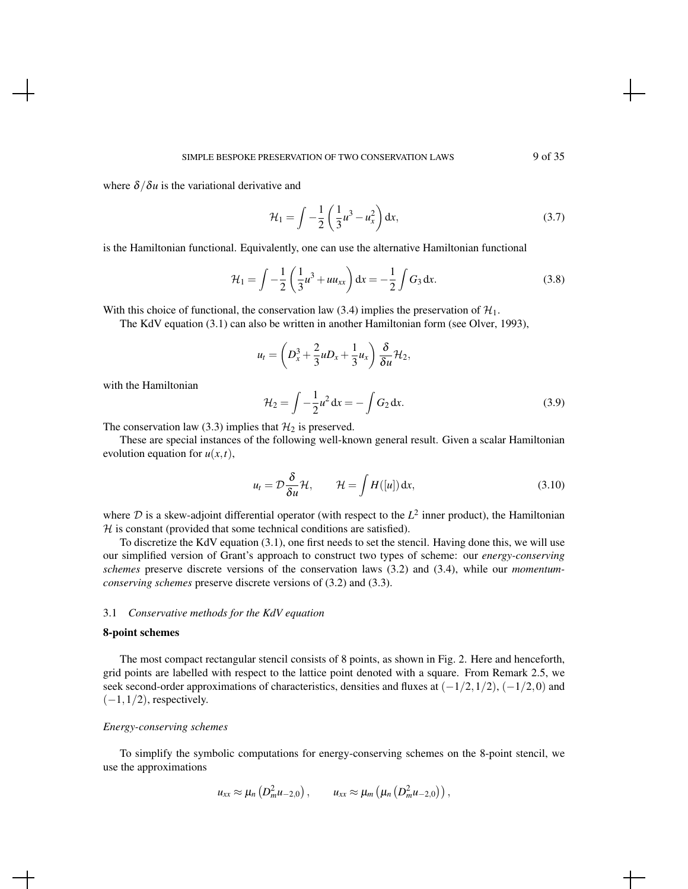where $\delta/\delta u$ is the variational derivative and

$$\mathcal{H}_1 = \int -\frac{1}{2}\left(\frac{1}{3}u^3 - u_x^2\right)\mathrm{d}x, \tag{3.7}$$

is the Hamiltonian functional. Equivalently, one can use the alternative Hamiltonian functional

$$\mathcal{H}_1 = \int -\frac{1}{2}\left(\frac{1}{3}u^3 + uu_{xx}\right)\mathrm{d}x = -\frac{1}{2}\int G_3\,\mathrm{d}x. \tag{3.8}$$

With this choice of functional, the conservation law (3.4) implies the preservation of $\mathcal{H}_1$.

The KdV equation (3.1) can also be written in another Hamiltonian form (see Olver, 1993),

$$u_t = \left(D_x^3 + \frac{2}{3}uD_x + \frac{1}{3}u_x\right)\frac{\delta}{\delta u}\mathcal{H}_2,$$

with the Hamiltonian

$$\mathcal{H}_2 = \int -\frac{1}{2}u^2\,\mathrm{d}x = -\int G_2\,\mathrm{d}x. \tag{3.9}$$

The conservation law (3.3) implies that $\mathcal{H}_2$ is preserved.

These are special instances of the following well-known general result. Given a scalar Hamiltonian evolution equation for $u(x,t)$,

$$u_t = \mathcal{D}\frac{\delta}{\delta u}\mathcal{H}, \qquad \mathcal{H} = \int H([u])\,\mathrm{d}x, \tag{3.10}$$

where $\mathcal{D}$ is a skew-adjoint differential operator (with respect to the $L^2$ inner product), the Hamiltonian $\mathcal{H}$ is constant (provided that some technical conditions are satisfied).

To discretize the KdV equation (3.1), one first needs to set the stencil. Having done this, we will use our simplified version of Grant's approach to construct two types of scheme: our *energy-conserving schemes* preserve discrete versions of the conservation laws (3.2) and (3.4), while our *momentum-conserving schemes* preserve discrete versions of (3.2) and (3.3).

### 3.1 *Conservative methods for the KdV equation*

#### 8-point schemes

The most compact rectangular stencil consists of 8 points, as shown in Fig. 2. Here and henceforth, grid points are labelled with respect to the lattice point denoted with a square. From Remark 2.5, we seek second-order approximations of characteristics, densities and fluxes at $(-1/2,1/2)$, $(-1/2,0)$ and $(-1,1/2)$, respectively.

*Energy-conserving schemes*

To simplify the symbolic computations for energy-conserving schemes on the 8-point stencil, we use the approximations

$$u_{xx} \approx \mu_n\left(D_m^2 u_{-2,0}\right), \qquad u_{xx} \approx \mu_m\left(\mu_n\left(D_m^2 u_{-2,0}\right)\right),$$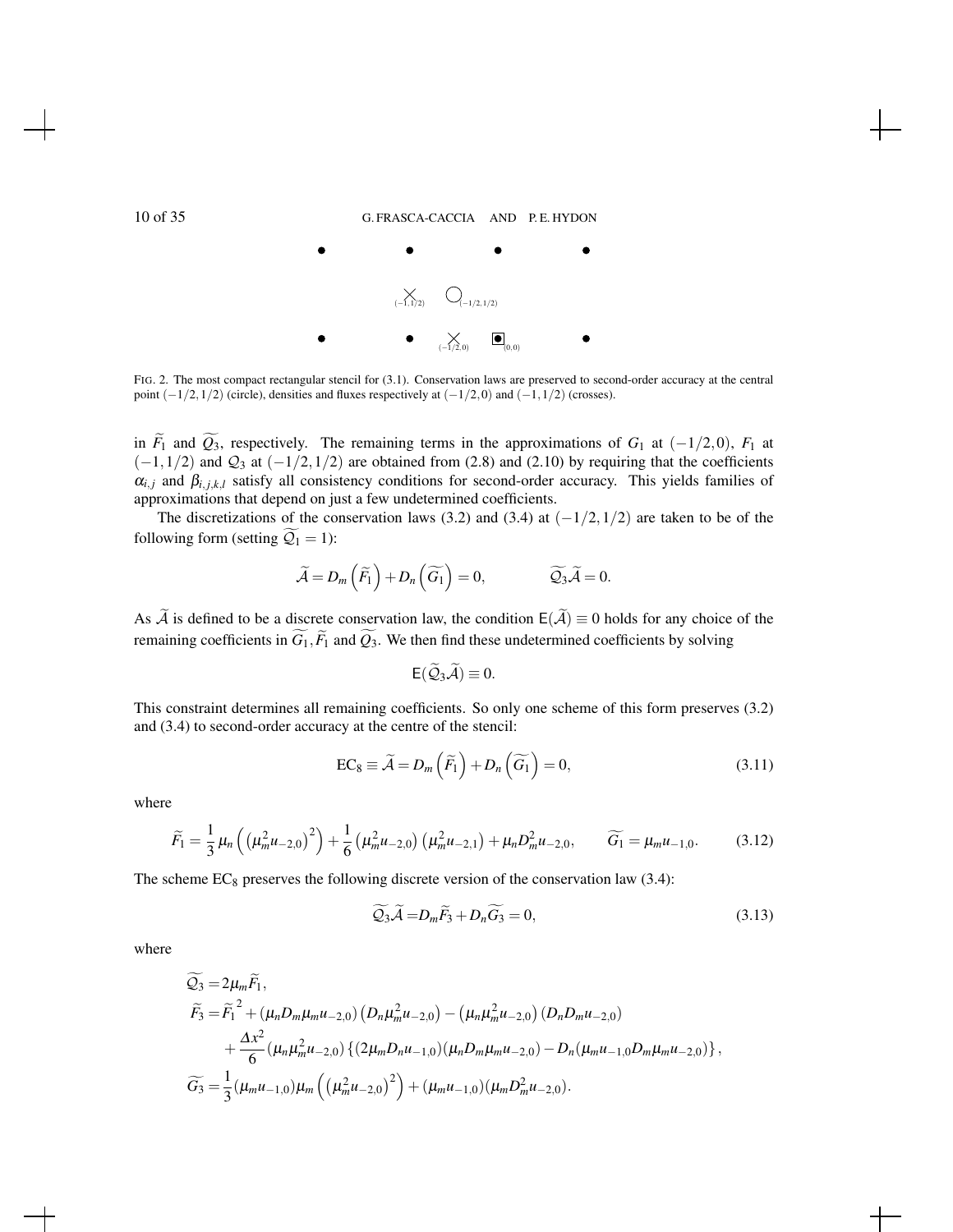FIG. 2. The most compact rectangular stencil for (3.1). Conservation laws are preserved to second-order accuracy at the central point $(-1/2,1/2)$ (circle), densities and fluxes respectively at $(-1/2,0)$ and $(-1,1/2)$ (crosses).

in $\widetilde{F_1}$ and $\widetilde{Q_3}$, respectively. The remaining terms in the approximations of $G_1$ at $(-1/2,0)$, $F_1$ at $(-1,1/2)$ and $\mathcal{Q}_3$ at $(-1/2,1/2)$ are obtained from (2.8) and (2.10) by requiring that the coefficients $\alpha_{i,j}$ and $\beta_{i,j,k,l}$ satisfy all consistency conditions for second-order accuracy. This yields families of approximations that depend on just a few undetermined coefficients.

The discretizations of the conservation laws (3.2) and (3.4) at $(-1/2,1/2)$ are taken to be of the following form (setting $\widetilde{\mathcal{Q}_1}=1$):

$$\widetilde{\mathcal{A}} = D_m\left(\widetilde{F_1}\right) + D_n\left(\widetilde{G_1}\right) = 0, \qquad\qquad \widetilde{\mathcal{Q}_3}\widetilde{\mathcal{A}} = 0.$$

As $\widetilde{\mathcal{A}}$ is defined to be a discrete conservation law, the condition $\mathsf{E}(\widetilde{\mathcal{A}}) \equiv 0$ holds for any choice of the remaining coefficients in $\widetilde{G_1}, \widetilde{F_1}$ and $\widetilde{Q_3}$. We then find these undetermined coefficients by solving

$$\mathsf{E}(\widetilde{\mathcal{Q}_3}\widetilde{\mathcal{A}}) \equiv 0.$$

This constraint determines all remaining coefficients. So only one scheme of this form preserves (3.2) and (3.4) to second-order accuracy at the centre of the stencil:

$$\mathrm{EC}_8 \equiv \widetilde{\mathcal{A}} = D_m\left(\widetilde{F_1}\right) + D_n\left(\widetilde{G_1}\right) = 0, \tag{3.11}$$

where

$$\widetilde{F_1} = \frac{1}{3}\mu_n\left(\left(\mu_m^2 u_{-2,0}\right)^2\right) + \frac{1}{6}\left(\mu_m^2 u_{-2,0}\right)\left(\mu_m^2 u_{-2,1}\right) + \mu_n D_m^2 u_{-2,0}, \qquad \widetilde{G_1} = \mu_m u_{-1,0}. \tag{3.12}$$

The scheme $\mathrm{EC}_8$ preserves the following discrete version of the conservation law (3.4):

$$\widetilde{\mathcal{Q}_3}\widetilde{\mathcal{A}} = D_m\widetilde{F_3} + D_n\widetilde{G_3} = 0, \tag{3.13}$$

where

$$\begin{aligned}
\widetilde{\mathcal{Q}_3} =& 2\mu_m\widetilde{F_1},\\
\widetilde{F_3} =& \widetilde{F_1}^{\,2} + (\mu_n D_m \mu_m u_{-2,0})\left(D_n \mu_m^2 u_{-2,0}\right) - \left(\mu_n \mu_m^2 u_{-2,0}\right)(D_n D_m u_{-2,0})\\
&+ \frac{\Delta x^2}{6}(\mu_n \mu_m^2 u_{-2,0})\left\{(2\mu_m D_n u_{-1,0})(\mu_n D_m \mu_m u_{-2,0}) - D_n(\mu_m u_{-1,0} D_m \mu_m u_{-2,0})\right\},\\
\widetilde{G_3} =& \frac{1}{3}(\mu_m u_{-1,0})\mu_m\left(\left(\mu_m^2 u_{-2,0}\right)^2\right) + (\mu_m u_{-1,0})(\mu_m D_m^2 u_{-2,0}).
\end{aligned}$$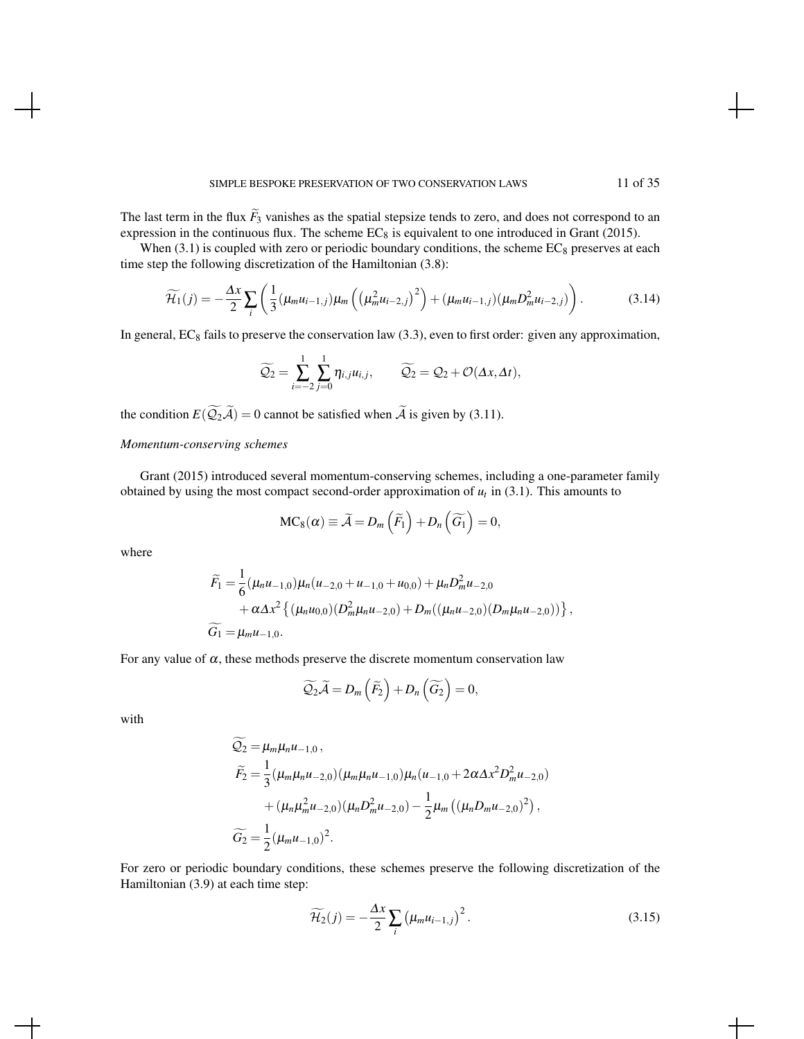The last term in the flux $\widetilde{F_3}$ vanishes as the spatial stepsize tends to zero, and does not correspond to an expression in the continuous flux. The scheme $\mathrm{EC}_8$ is equivalent to one introduced in Grant (2015).

When (3.1) is coupled with zero or periodic boundary conditions, the scheme $\mathrm{EC}_8$ preserves at each time step the following discretization of the Hamiltonian (3.8):

$$\widetilde{\mathcal{H}_1}(j) = -\frac{\Delta x}{2}\sum_i \left( \frac{1}{3}(\mu_m u_{i-1,j})\mu_m\left(\left(\mu_m^2 u_{i-2,j}\right)^2\right) + (\mu_m u_{i-1,j})(\mu_m D_m^2 u_{i-2,j}) \right). \tag{3.14}$$

In general, $\mathrm{EC}_8$ fails to preserve the conservation law (3.3), even to first order: given any approximation,

$$\widetilde{\mathcal{Q}_2} = \sum_{i=-2}^{1}\sum_{j=0}^{1}\eta_{i,j}u_{i,j}, \qquad \widetilde{\mathcal{Q}_2} = \mathcal{Q}_2 + \mathcal{O}(\Delta x, \Delta t),$$

the condition $E(\widetilde{\mathcal{Q}_2}\widetilde{\mathcal{A}}) = 0$ cannot be satisfied when $\widetilde{\mathcal{A}}$ is given by (3.11).

*Momentum-conserving schemes*

Grant (2015) introduced several momentum-conserving schemes, including a one-parameter family obtained by using the most compact second-order approximation of $u_t$ in (3.1). This amounts to

$$\mathrm{MC}_8(\alpha) \equiv \widetilde{\mathcal{A}} = D_m\left(\widetilde{F_1}\right) + D_n\left(\widetilde{G_1}\right) = 0,$$

where

$$\begin{aligned}
\widetilde{F_1} &= \frac{1}{6}(\mu_n u_{-1,0})\mu_n(u_{-2,0}+u_{-1,0}+u_{0,0}) + \mu_n D_m^2 u_{-2,0} \\
&\quad + \alpha\Delta x^2\left\{(\mu_n u_{0,0})(D_m^2\mu_n u_{-2,0}) + D_m((\mu_n u_{-2,0})(D_m\mu_n u_{-2,0}))\right\}, \\
\widetilde{G_1} &= \mu_m u_{-1,0}.
\end{aligned}$$

For any value of $\alpha$, these methods preserve the discrete momentum conservation law

$$\widetilde{\mathcal{Q}_2}\widetilde{\mathcal{A}} = D_m\left(\widetilde{F_2}\right) + D_n\left(\widetilde{G_2}\right) = 0,$$

with

$$\begin{aligned}
\widetilde{\mathcal{Q}_2} &= \mu_m\mu_n u_{-1,0}\,, \\
\widetilde{F_2} &= \frac{1}{3}(\mu_m\mu_n u_{-2,0})(\mu_m\mu_n u_{-1,0})\mu_n(u_{-1,0} + 2\alpha\Delta x^2 D_m^2 u_{-2,0}) \\
&\quad + (\mu_n\mu_m^2 u_{-2,0})(\mu_n D_m^2 u_{-2,0}) - \frac{1}{2}\mu_m\left((\mu_n D_m u_{-2,0})^2\right), \\
\widetilde{G_2} &= \frac{1}{2}(\mu_m u_{-1,0})^2.
\end{aligned}$$

For zero or periodic boundary conditions, these schemes preserve the following discretization of the Hamiltonian (3.9) at each time step:

$$\widetilde{\mathcal{H}_2}(j) = -\frac{\Delta x}{2}\sum_i \left(\mu_m u_{i-1,j}\right)^2. \tag{3.15}$$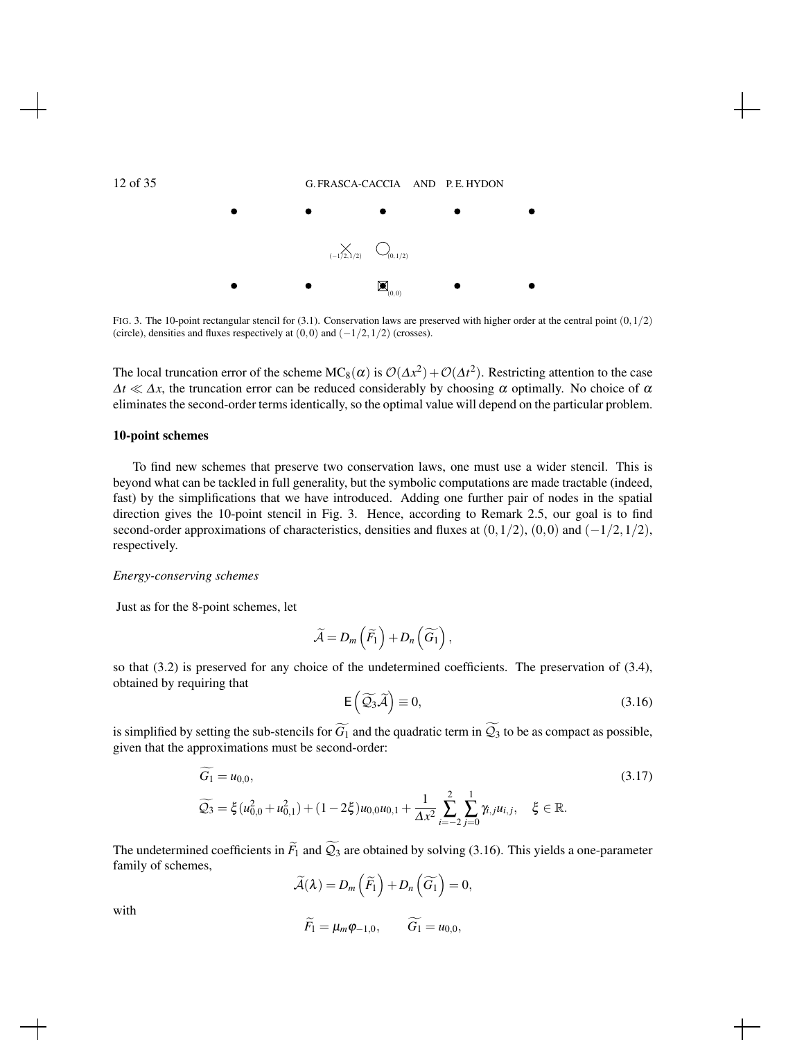FIG. 3. The 10-point rectangular stencil for (3.1). Conservation laws are preserved with higher order at the central point $(0,1/2)$ (circle), densities and fluxes respectively at $(0,0)$ and $(-1/2,1/2)$ (crosses).

The local truncation error of the scheme $\mathrm{MC}_8(\alpha)$ is $\mathcal{O}(\Delta x^2)+\mathcal{O}(\Delta t^2)$. Restricting attention to the case $\Delta t \ll \Delta x$, the truncation error can be reduced considerably by choosing $\alpha$ optimally. No choice of $\alpha$ eliminates the second-order terms identically, so the optimal value will depend on the particular problem.

**10-point schemes**

To find new schemes that preserve two conservation laws, one must use a wider stencil. This is beyond what can be tackled in full generality, but the symbolic computations are made tractable (indeed, fast) by the simplifications that we have introduced. Adding one further pair of nodes in the spatial direction gives the 10-point stencil in Fig. 3. Hence, according to Remark 2.5, our goal is to find second-order approximations of characteristics, densities and fluxes at $(0,1/2)$, $(0,0)$ and $(-1/2,1/2)$, respectively.

*Energy-conserving schemes*

Just as for the 8-point schemes, let

$$\widetilde{\mathcal{A}} = D_m\left(\widetilde{F_1}\right) + D_n\left(\widetilde{G_1}\right),$$

so that (3.2) is preserved for any choice of the undetermined coefficients. The preservation of (3.4), obtained by requiring that

$$\mathsf{E}\left(\widetilde{\mathcal{Q}_3}\widetilde{\mathcal{A}}\right) \equiv 0, \tag{3.16}$$

is simplified by setting the sub-stencils for $\widetilde{G_1}$ and the quadratic term in $\widetilde{\mathcal{Q}_3}$ to be as compact as possible, given that the approximations must be second-order:

$$\widetilde{G_1} = u_{0,0}, \tag{3.17}$$

$$\widetilde{\mathcal{Q}_3} = \xi(u_{0,0}^2 + u_{0,1}^2) + (1-2\xi)u_{0,0}u_{0,1} + \frac{1}{\Delta x^2}\sum_{i=-2}^{2}\sum_{j=0}^{1}\gamma_{i,j}u_{i,j}, \quad \xi \in \mathbb{R}.$$

The undetermined coefficients in $\widetilde{F_1}$ and $\widetilde{\mathcal{Q}_3}$ are obtained by solving (3.16). This yields a one-parameter family of schemes,

$$\widetilde{\mathcal{A}}(\lambda) = D_m\left(\widetilde{F_1}\right) + D_n\left(\widetilde{G_1}\right) = 0,$$

with

$$\widetilde{F_1} = \mu_m \varphi_{-1,0}, \qquad \widetilde{G_1} = u_{0,0},$$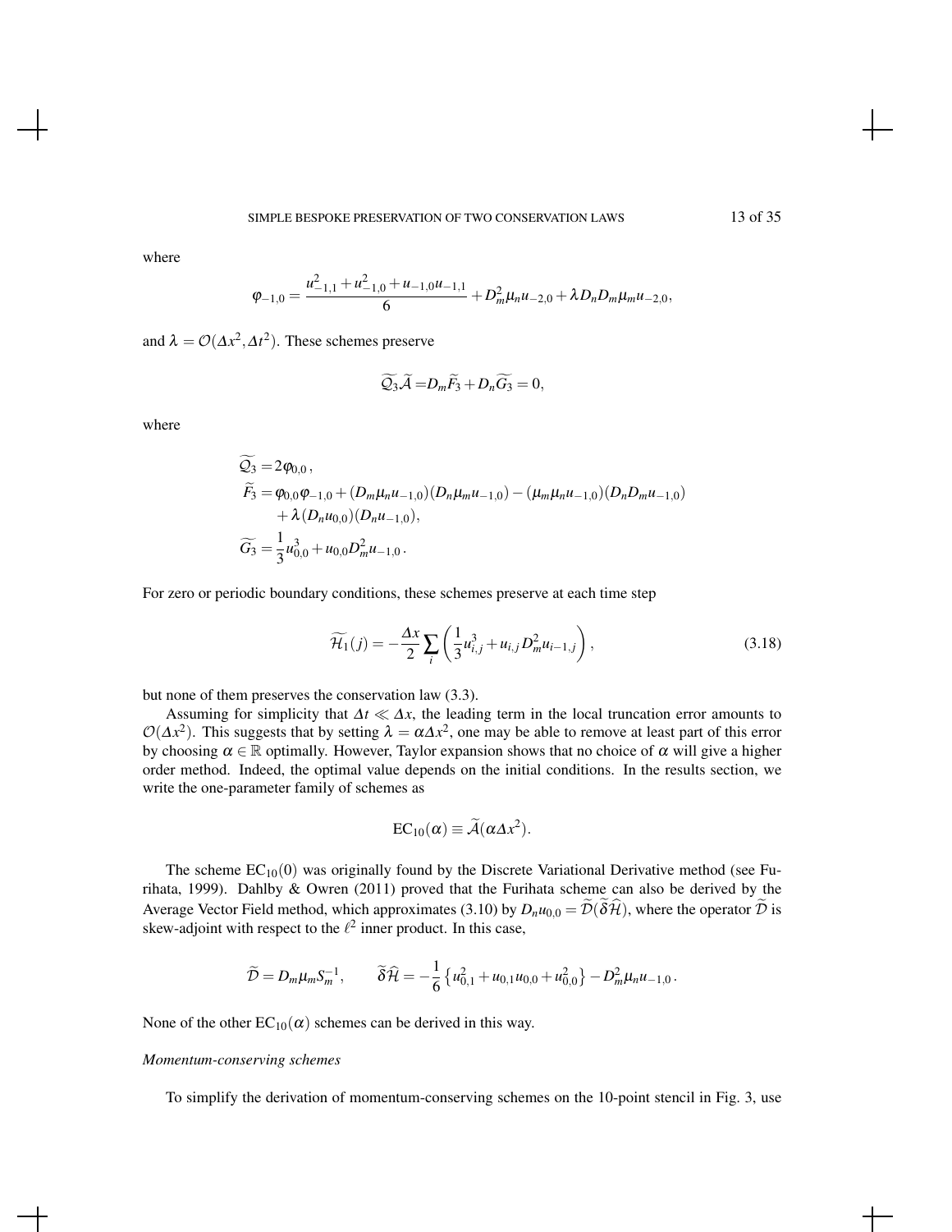where

$$\varphi_{-1,0} = \frac{u_{-1,1}^2 + u_{-1,0}^2 + u_{-1,0}u_{-1,1}}{6} + D_m^2 \mu_n u_{-2,0} + \lambda D_n D_m \mu_m u_{-2,0},$$

and $\lambda = \mathcal{O}(\Delta x^2, \Delta t^2)$. These schemes preserve

$$\widetilde{\mathcal{Q}_3}\widetilde{\mathcal{A}} = D_m \widetilde{F_3} + D_n \widetilde{G_3} = 0,$$

where

$$\begin{aligned}
\widetilde{\mathcal{Q}_3} &= 2\varphi_{0,0}, \\
\widetilde{F_3} &= \varphi_{0,0}\varphi_{-1,0} + (D_m \mu_n u_{-1,0})(D_n \mu_m u_{-1,0}) - (\mu_m \mu_n u_{-1,0})(D_n D_m u_{-1,0}) \\
&\quad + \lambda (D_n u_{0,0})(D_n u_{-1,0}), \\
\widetilde{G_3} &= \frac{1}{3}u_{0,0}^3 + u_{0,0} D_m^2 u_{-1,0}.
\end{aligned}$$

For zero or periodic boundary conditions, these schemes preserve at each time step

$$\widetilde{\mathcal{H}_1}(j) = -\frac{\Delta x}{2} \sum_i \left( \frac{1}{3} u_{i,j}^3 + u_{i,j} D_m^2 u_{i-1,j} \right), \tag{3.18}$$

but none of them preserves the conservation law (3.3).

Assuming for simplicity that $\Delta t \ll \Delta x$, the leading term in the local truncation error amounts to $\mathcal{O}(\Delta x^2)$. This suggests that by setting $\lambda = \alpha \Delta x^2$, one may be able to remove at least part of this error by choosing $\alpha \in \mathbb{R}$ optimally. However, Taylor expansion shows that no choice of $\alpha$ will give a higher order method. Indeed, the optimal value depends on the initial conditions. In the results section, we write the one-parameter family of schemes as

$$\mathrm{EC}_{10}(\alpha) \equiv \widetilde{\mathcal{A}}(\alpha \Delta x^2).$$

The scheme $\mathrm{EC}_{10}(0)$ was originally found by the Discrete Variational Derivative method (see Furihata, 1999). Dahlby & Owren (2011) proved that the Furihata scheme can also be derived by the Average Vector Field method, which approximates (3.10) by $D_n u_{0,0} = \widetilde{\mathcal{D}}(\widetilde{\delta}\widehat{\mathcal{H}})$, where the operator $\widetilde{\mathcal{D}}$ is skew-adjoint with respect to the $\ell^2$ inner product. In this case,

$$\widetilde{\mathcal{D}} = D_m \mu_m S_m^{-1}, \qquad \widetilde{\delta}\widehat{\mathcal{H}} = -\frac{1}{6}\left\{ u_{0,1}^2 + u_{0,1}u_{0,0} + u_{0,0}^2 \right\} - D_m^2 \mu_n u_{-1,0}.$$

None of the other $\mathrm{EC}_{10}(\alpha)$ schemes can be derived in this way.

*Momentum-conserving schemes*

To simplify the derivation of momentum-conserving schemes on the 10-point stencil in Fig. 3, use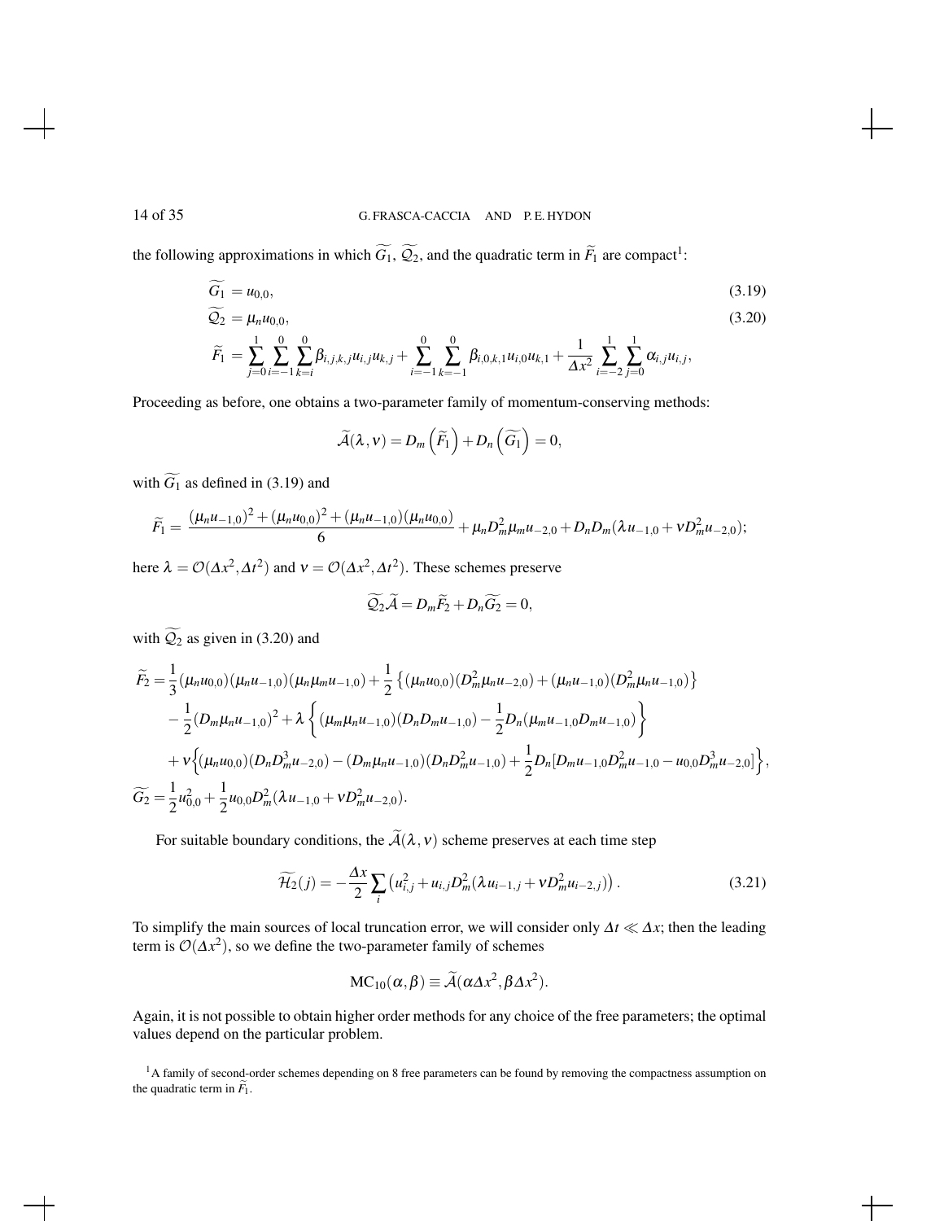the following approximations in which $\widetilde{G_1}$, $\widetilde{\mathcal{Q}_2}$, and the quadratic term in $\widetilde{F}_1$ are compact[1]:

$$\widetilde{G_1} = u_{0,0}, \tag{3.19}$$

$$\widetilde{\mathcal{Q}_2} = \mu_n u_{0,0}, \tag{3.20}$$

$$\widetilde{F}_1 = \sum_{j=0}^{1}\sum_{i=-1}^{0}\sum_{k=i}^{0}\beta_{i,j,k,j}u_{i,j}u_{k,j} + \sum_{i=-1}^{0}\sum_{k=-1}^{0}\beta_{i,0,k,1}u_{i,0}u_{k,1} + \frac{1}{\Delta x^2}\sum_{i=-2}^{1}\sum_{j=0}^{1}\alpha_{i,j}u_{i,j},$$

Proceeding as before, one obtains a two-parameter family of momentum-conserving methods:

$$\widetilde{\mathcal{A}}(\lambda,\nu) = D_m\left(\widetilde{F}_1\right) + D_n\left(\widetilde{G_1}\right) = 0,$$

with $\widetilde{G_1}$ as defined in (3.19) and

$$\widetilde{F}_1 = \frac{(\mu_n u_{-1,0})^2 + (\mu_n u_{0,0})^2 + (\mu_n u_{-1,0})(\mu_n u_{0,0})}{6} + \mu_n D_m^2 \mu_m u_{-2,0} + D_n D_m(\lambda u_{-1,0} + \nu D_m^2 u_{-2,0});$$

here $\lambda = \mathcal{O}(\Delta x^2, \Delta t^2)$ and $\nu = \mathcal{O}(\Delta x^2, \Delta t^2)$. These schemes preserve

$$\widetilde{\mathcal{Q}_2}\widetilde{\mathcal{A}} = D_m\widetilde{F}_2 + D_n\widetilde{G}_2 = 0,$$

with $\widetilde{\mathcal{Q}_2}$ as given in (3.20) and

$$\begin{aligned}
\widetilde{F}_2 =& \frac{1}{3}(\mu_n u_{0,0})(\mu_n u_{-1,0})(\mu_n\mu_m u_{-1,0}) + \frac{1}{2}\left\{(\mu_n u_{0,0})(D_m^2\mu_n u_{-2,0}) + (\mu_n u_{-1,0})(D_m^2\mu_n u_{-1,0})\right\} \\
&- \frac{1}{2}(D_m\mu_n u_{-1,0})^2 + \lambda\left\{(\mu_m\mu_n u_{-1,0})(D_n D_m u_{-1,0}) - \frac{1}{2}D_n(\mu_m u_{-1,0}D_m u_{-1,0})\right\} \\
&+ \nu\Big\{(\mu_n u_{0,0})(D_n D_m^3 u_{-2,0}) - (D_m\mu_n u_{-1,0})(D_n D_m^2 u_{-1,0}) + \frac{1}{2}D_n[D_m u_{-1,0}D_m^2 u_{-1,0} - u_{0,0}D_m^3 u_{-2,0}]\Big\}, \\
\widetilde{G}_2 =& \frac{1}{2}u_{0,0}^2 + \frac{1}{2}u_{0,0}D_m^2(\lambda u_{-1,0} + \nu D_m^2 u_{-2,0}).
\end{aligned}$$

For suitable boundary conditions, the $\widetilde{\mathcal{A}}(\lambda,\nu)$ scheme preserves at each time step

$$\widetilde{\mathcal{H}_2}(j) = -\frac{\Delta x}{2}\sum_i\left(u_{i,j}^2 + u_{i,j}D_m^2(\lambda u_{i-1,j} + \nu D_m^2 u_{i-2,j})\right). \tag{3.21}$$

To simplify the main sources of local truncation error, we will consider only $\Delta t \ll \Delta x$; then the leading term is $\mathcal{O}(\Delta x^2)$, so we define the two-parameter family of schemes

$$\mathrm{MC}_{10}(\alpha,\beta) \equiv \widetilde{\mathcal{A}}(\alpha\Delta x^2, \beta\Delta x^2).$$

Again, it is not possible to obtain higher order methods for any choice of the free parameters; the optimal values depend on the particular problem.

[1] A family of second-order schemes depending on 8 free parameters can be found by removing the compactness assumption on the quadratic term in $\widetilde{F}_1$.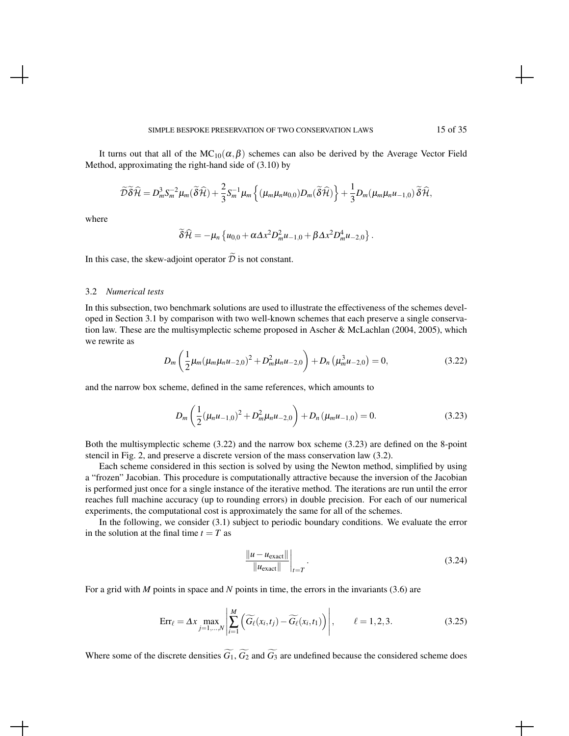It turns out that all of the $\mathrm{MC}_{10}(\alpha,\beta)$ schemes can also be derived by the Average Vector Field Method, approximating the right-hand side of (3.10) by

$$\widetilde{\mathcal{D}}\widetilde{\delta}\widehat{\mathcal{H}} = D_m^3 S_m^{-2}\mu_m(\widetilde{\delta}\widehat{\mathcal{H}}) + \frac{2}{3}S_m^{-1}\mu_m\left\{(\mu_m\mu_n u_{0,0})D_m(\widetilde{\delta}\widehat{\mathcal{H}})\right\} + \frac{1}{3}D_m(\mu_m\mu_n u_{-1,0})\,\widetilde{\delta}\widehat{\mathcal{H}},$$

where

$$\widetilde{\delta}\widehat{\mathcal{H}} = -\mu_n\left\{u_{0,0} + \alpha\Delta x^2 D_m^2 u_{-1,0} + \beta\Delta x^2 D_m^4 u_{-2,0}\right\}.$$

In this case, the skew-adjoint operator $\widetilde{\mathcal{D}}$ is not constant.

### 3.2 *Numerical tests*

In this subsection, two benchmark solutions are used to illustrate the effectiveness of the schemes developed in Section 3.1 by comparison with two well-known schemes that each preserve a single conservation law. These are the multisymplectic scheme proposed in Ascher & McLachlan (2004, 2005), which we rewrite as

$$D_m\left(\frac{1}{2}\mu_m(\mu_m\mu_n u_{-2,0})^2 + D_m^2\mu_n u_{-2,0}\right) + D_n\left(\mu_m^3 u_{-2,0}\right) = 0, \tag{3.22}$$

and the narrow box scheme, defined in the same references, which amounts to

$$D_m\left(\frac{1}{2}(\mu_n u_{-1,0})^2 + D_m^2\mu_n u_{-2,0}\right) + D_n\left(\mu_m u_{-1,0}\right) = 0. \tag{3.23}$$

Both the multisymplectic scheme (3.22) and the narrow box scheme (3.23) are defined on the 8-point stencil in Fig. 2, and preserve a discrete version of the mass conservation law (3.2).

Each scheme considered in this section is solved by using the Newton method, simplified by using a "frozen" Jacobian. This procedure is computationally attractive because the inversion of the Jacobian is performed just once for a single instance of the iterative method. The iterations are run until the error reaches full machine accuracy (up to rounding errors) in double precision. For each of our numerical experiments, the computational cost is approximately the same for all of the schemes.

In the following, we consider (3.1) subject to periodic boundary conditions. We evaluate the error in the solution at the final time $t = T$ as

$$\left.\frac{\|u - u_{\mathrm{exact}}\|}{\|u_{\mathrm{exact}}\|}\right|_{t=T}. \tag{3.24}$$

For a grid with $M$ points in space and $N$ points in time, the errors in the invariants (3.6) are

$$\mathrm{Err}_\ell = \Delta x \max_{j=1,\dots,N}\left|\sum_{i=1}^{M}\left(\widetilde{G_\ell}(x_i,t_j) - \widetilde{G_\ell}(x_i,t_1)\right)\right|, \qquad \ell = 1,2,3. \tag{3.25}$$

Where some of the discrete densities $\widetilde{G_1}$, $\widetilde{G_2}$ and $\widetilde{G_3}$ are undefined because the considered scheme does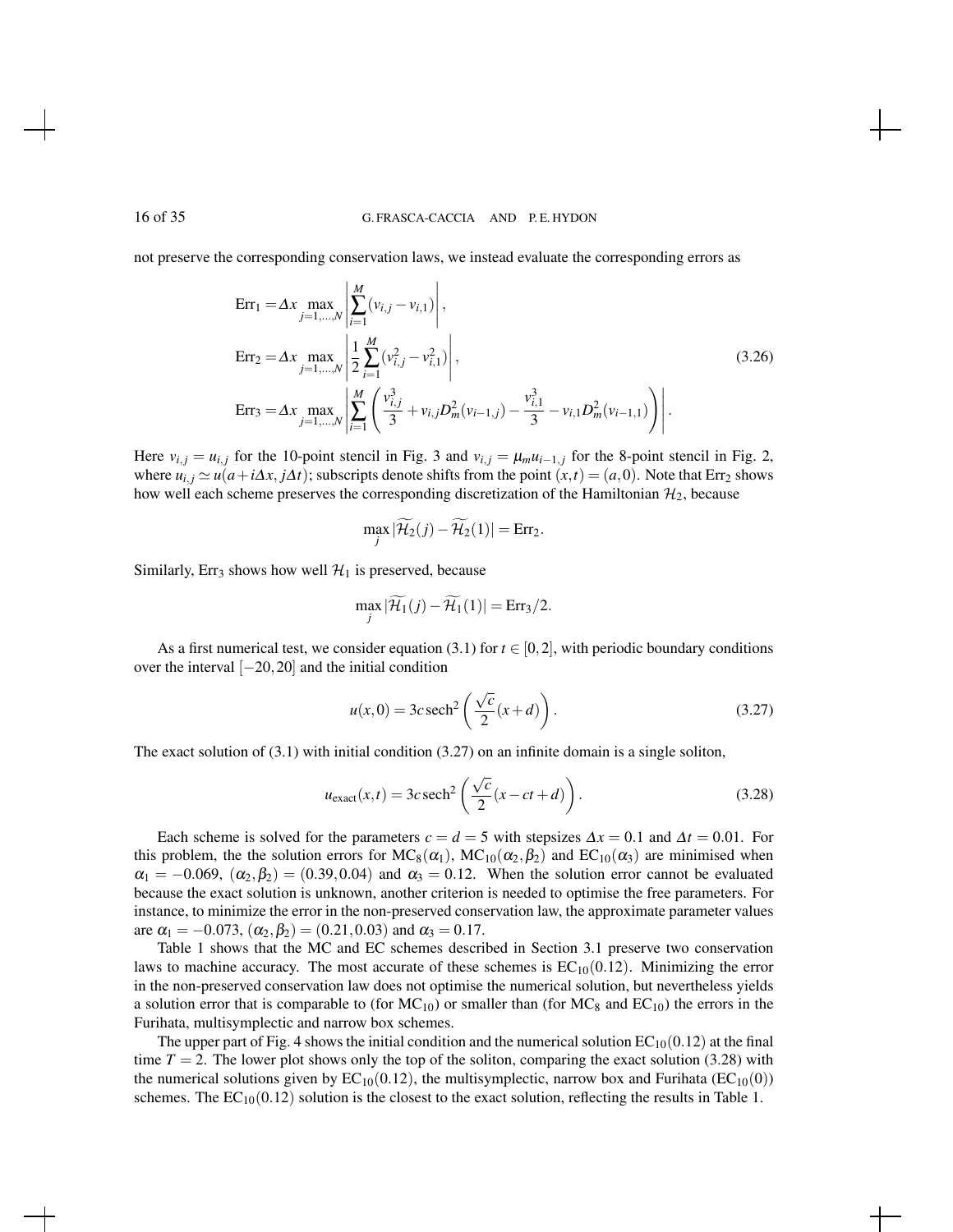not preserve the corresponding conservation laws, we instead evaluate the corresponding errors as

$$
\begin{aligned}
\mathrm{Err}_1 &= \Delta x \max_{j=1,\dots,N} \left| \sum_{i=1}^{M} (v_{i,j} - v_{i,1}) \right|, \\
\mathrm{Err}_2 &= \Delta x \max_{j=1,\dots,N} \left| \frac{1}{2} \sum_{i=1}^{M} (v_{i,j}^2 - v_{i,1}^2) \right|, \\
\mathrm{Err}_3 &= \Delta x \max_{j=1,\dots,N} \left| \sum_{i=1}^{M} \left( \frac{v_{i,j}^3}{3} + v_{i,j} D_m^2 (v_{i-1,j}) - \frac{v_{i,1}^3}{3} - v_{i,1} D_m^2 (v_{i-1,1}) \right) \right|.
\end{aligned}
\tag{3.26}
$$

Here $v_{i,j} = u_{i,j}$ for the 10-point stencil in Fig. 3 and $v_{i,j} = \mu_m u_{i-1,j}$ for the 8-point stencil in Fig. 2, where $u_{i,j} \simeq u(a + i\Delta x, j\Delta t)$; subscripts denote shifts from the point $(x,t) = (a,0)$. Note that $\mathrm{Err}_2$ shows how well each scheme preserves the corresponding discretization of the Hamiltonian $\mathcal{H}_2$, because

$$
\max_j |\widetilde{\mathcal{H}_2}(j) - \widetilde{\mathcal{H}_2}(1)| = \mathrm{Err}_2.
$$

Similarly, $\mathrm{Err}_3$ shows how well $\mathcal{H}_1$ is preserved, because

$$
\max_j |\widetilde{\mathcal{H}_1}(j) - \widetilde{\mathcal{H}_1}(1)| = \mathrm{Err}_3/2.
$$

As a first numerical test, we consider equation (3.1) for $t \in [0,2]$, with periodic boundary conditions over the interval $[-20,20]$ and the initial condition

$$
u(x,0) = 3c\,\mathrm{sech}^2\left(\frac{\sqrt{c}}{2}(x+d)\right). \tag{3.27}
$$

The exact solution of (3.1) with initial condition (3.27) on an infinite domain is a single soliton,

$$
u_{\mathrm{exact}}(x,t) = 3c\,\mathrm{sech}^2\left(\frac{\sqrt{c}}{2}(x - ct + d)\right). \tag{3.28}
$$

Each scheme is solved for the parameters $c = d = 5$ with stepsizes $\Delta x = 0.1$ and $\Delta t = 0.01$. For this problem, the the solution errors for $\mathrm{MC}_8(\alpha_1)$, $\mathrm{MC}_{10}(\alpha_2,\beta_2)$ and $\mathrm{EC}_{10}(\alpha_3)$ are minimised when $\alpha_1 = -0.069$, $(\alpha_2,\beta_2) = (0.39, 0.04)$ and $\alpha_3 = 0.12$. When the solution error cannot be evaluated because the exact solution is unknown, another criterion is needed to optimise the free parameters. For instance, to minimize the error in the non-preserved conservation law, the approximate parameter values are $\alpha_1 = -0.073$, $(\alpha_2,\beta_2) = (0.21, 0.03)$ and $\alpha_3 = 0.17$.

Table 1 shows that the MC and EC schemes described in Section 3.1 preserve two conservation laws to machine accuracy. The most accurate of these schemes is $\mathrm{EC}_{10}(0.12)$. Minimizing the error in the non-preserved conservation law does not optimise the numerical solution, but nevertheless yields a solution error that is comparable to (for $\mathrm{MC}_{10}$) or smaller than (for $\mathrm{MC}_8$ and $\mathrm{EC}_{10}$) the errors in the Furihata, multisymplectic and narrow box schemes.

The upper part of Fig. 4 shows the initial condition and the numerical solution $\mathrm{EC}_{10}(0.12)$ at the final time $T = 2$. The lower plot shows only the top of the soliton, comparing the exact solution (3.28) with the numerical solutions given by $\mathrm{EC}_{10}(0.12)$, the multisymplectic, narrow box and Furihata ($\mathrm{EC}_{10}(0)$) schemes. The $\mathrm{EC}_{10}(0.12)$ solution is the closest to the exact solution, reflecting the results in Table 1.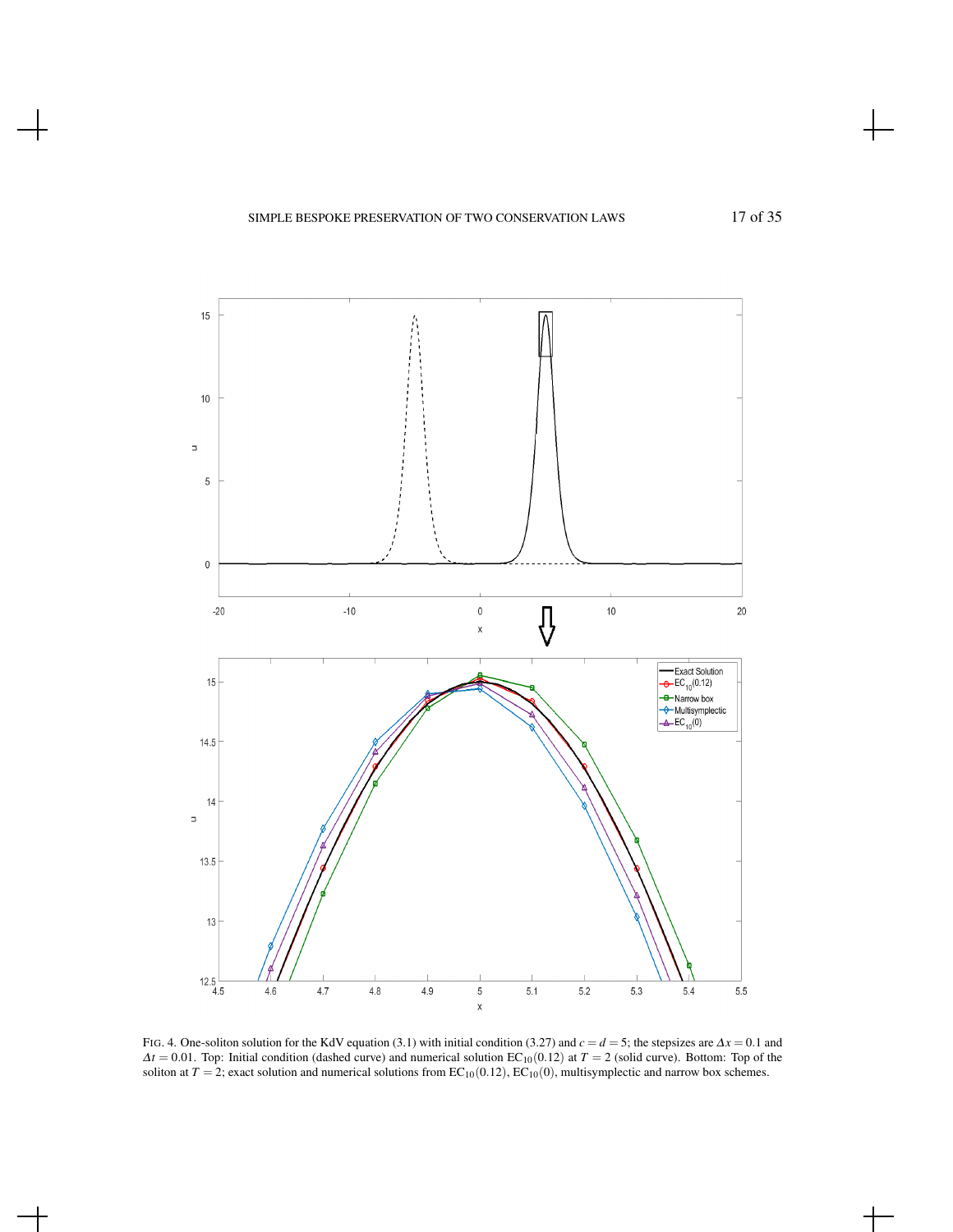FIG. 4. One-soliton solution for the KdV equation (3.1) with initial condition (3.27) and $c = d = 5$; the stepsizes are $\Delta x = 0.1$ and $\Delta t = 0.01$. Top: Initial condition (dashed curve) and numerical solution $\mathrm{EC}_{10}(0.12)$ at $T = 2$ (solid curve). Bottom: Top of the soliton at $T = 2$; exact solution and numerical solutions from $\mathrm{EC}_{10}(0.12)$, $\mathrm{EC}_{10}(0)$, multisymplectic and narrow box schemes.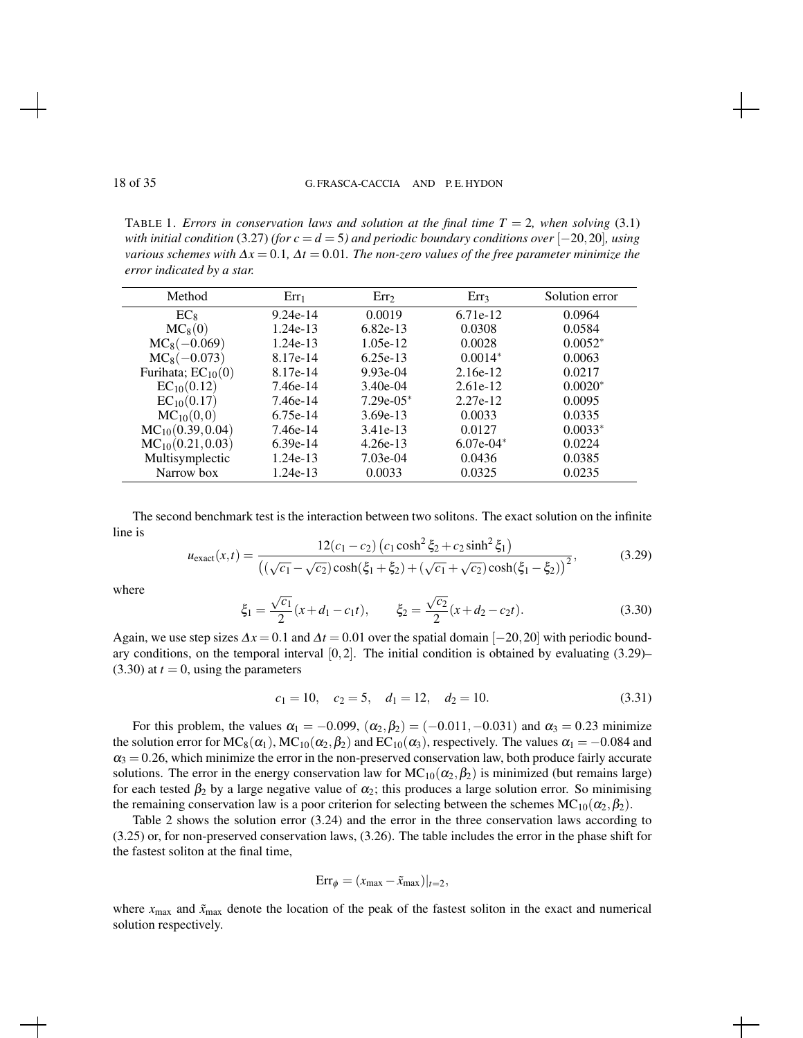TABLE 1. *Errors in conservation laws and solution at the final time $T = 2$, when solving* (3.1) *with initial condition* (3.27) *(for $c = d = 5$) and periodic boundary conditions over $[-20,20]$, using various schemes with $\Delta x = 0.1$, $\Delta t = 0.01$. The non-zero values of the free parameter minimize the error indicated by a star.*

| Method | $\mathrm{Err}_1$ | $\mathrm{Err}_2$ | $\mathrm{Err}_3$ | Solution error |
|---|---|---|---|---|
| $\mathrm{EC}_8$ | 9.24e-14 | 0.0019 | 6.71e-12 | 0.0964 |
| $\mathrm{MC}_8(0)$ | 1.24e-13 | 6.82e-13 | 0.0308 | 0.0584 |
| $\mathrm{MC}_8(-0.069)$ | 1.24e-13 | 1.05e-12 | 0.0028 | 0.0052* |
| $\mathrm{MC}_8(-0.073)$ | 8.17e-14 | 6.25e-13 | 0.0014* | 0.0063 |
| Furihata; $\mathrm{EC}_{10}(0)$ | 8.17e-14 | 9.93e-04 | 2.16e-12 | 0.0217 |
| $\mathrm{EC}_{10}(0.12)$ | 7.46e-14 | 3.40e-04 | 2.61e-12 | 0.0020* |
| $\mathrm{EC}_{10}(0.17)$ | 7.46e-14 | 7.29e-05* | 2.27e-12 | 0.0095 |
| $\mathrm{MC}_{10}(0,0)$ | 6.75e-14 | 3.69e-13 | 0.0033 | 0.0335 |
| $\mathrm{MC}_{10}(0.39,0.04)$ | 7.46e-14 | 3.41e-13 | 0.0127 | 0.0033* |
| $\mathrm{MC}_{10}(0.21,0.03)$ | 6.39e-14 | 4.26e-13 | 6.07e-04* | 0.0224 |
| Multisymplectic | 1.24e-13 | 7.03e-04 | 0.0436 | 0.0385 |
| Narrow box | 1.24e-13 | 0.0033 | 0.0325 | 0.0235 |

The second benchmark test is the interaction between two solitons. The exact solution on the infinite line is

$$u_{\mathrm{exact}}(x,t) = \frac{12(c_1-c_2)\left(c_1\cosh^2\xi_2 + c_2\sinh^2\xi_1\right)}{\left((\sqrt{c_1}-\sqrt{c_2})\cosh(\xi_1+\xi_2)+(\sqrt{c_1}+\sqrt{c_2})\cosh(\xi_1-\xi_2)\right)^2}, \tag{3.29}$$

where

$$\xi_1 = \frac{\sqrt{c_1}}{2}(x+d_1-c_1t), \qquad \xi_2 = \frac{\sqrt{c_2}}{2}(x+d_2-c_2t). \tag{3.30}$$

Again, we use step sizes $\Delta x = 0.1$ and $\Delta t = 0.01$ over the spatial domain $[-20,20]$ with periodic boundary conditions, on the temporal interval $[0,2]$. The initial condition is obtained by evaluating (3.29)–(3.30) at $t = 0$, using the parameters

$$c_1 = 10, \quad c_2 = 5, \quad d_1 = 12, \quad d_2 = 10. \tag{3.31}$$

For this problem, the values $\alpha_1 = -0.099$, $(\alpha_2,\beta_2) = (-0.011,-0.031)$ and $\alpha_3 = 0.23$ minimize the solution error for $\mathrm{MC}_8(\alpha_1)$, $\mathrm{MC}_{10}(\alpha_2,\beta_2)$ and $\mathrm{EC}_{10}(\alpha_3)$, respectively. The values $\alpha_1 = -0.084$ and $\alpha_3 = 0.26$, which minimize the error in the non-preserved conservation law, both produce fairly accurate solutions. The error in the energy conservation law for $\mathrm{MC}_{10}(\alpha_2,\beta_2)$ is minimized (but remains large) for each tested $\beta_2$ by a large negative value of $\alpha_2$; this produces a large solution error. So minimising the remaining conservation law is a poor criterion for selecting between the schemes $\mathrm{MC}_{10}(\alpha_2,\beta_2)$.

Table 2 shows the solution error (3.24) and the error in the three conservation laws according to (3.25) or, for non-preserved conservation laws, (3.26). The table includes the error in the phase shift for the fastest soliton at the final time,

$$\mathrm{Err}_\phi = (x_{\max} - \tilde{x}_{\max})|_{t=2},$$

where $x_{\max}$ and $\tilde{x}_{\max}$ denote the location of the peak of the fastest soliton in the exact and numerical solution respectively.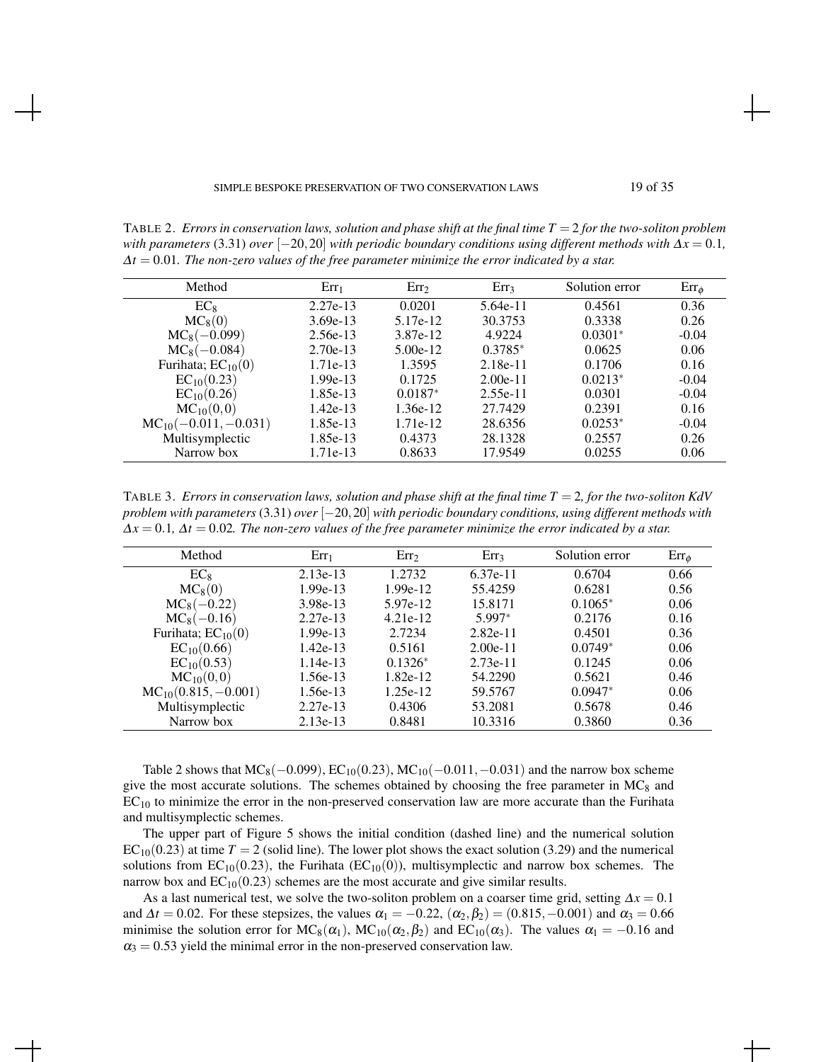TABLE 2. *Errors in conservation laws, solution and phase shift at the final time $T = 2$ for the two-soliton problem with parameters* (3.31) *over* $[-20, 20]$ *with periodic boundary conditions using different methods with* $\Delta x = 0.1$*,* $\Delta t = 0.01$*. The non-zero values of the free parameter minimize the error indicated by a star.*

| Method | $\mathrm{Err}_1$ | $\mathrm{Err}_2$ | $\mathrm{Err}_3$ | Solution error | $\mathrm{Err}_\phi$ |
|---|---|---|---|---|---|
| $\mathrm{EC}_8$ | 2.27e-13 | 0.0201 | 5.64e-11 | 0.4561 | 0.36 |
| $\mathrm{MC}_8(0)$ | 3.69e-13 | 5.17e-12 | 30.3753 | 0.3338 | 0.26 |
| $\mathrm{MC}_8(-0.099)$ | 2.56e-13 | 3.87e-12 | 4.9224 | $0.0301^*$ | -0.04 |
| $\mathrm{MC}_8(-0.084)$ | 2.70e-13 | 5.00e-12 | $0.3785^*$ | 0.0625 | 0.06 |
| Furihata; $\mathrm{EC}_{10}(0)$ | 1.71e-13 | 1.3595 | 2.18e-11 | 0.1706 | 0.16 |
| $\mathrm{EC}_{10}(0.23)$ | 1.99e-13 | 0.1725 | 2.00e-11 | $0.0213^*$ | -0.04 |
| $\mathrm{EC}_{10}(0.26)$ | 1.85e-13 | $0.0187^*$ | 2.55e-11 | 0.0301 | -0.04 |
| $\mathrm{MC}_{10}(0,0)$ | 1.42e-13 | 1.36e-12 | 27.7429 | 0.2391 | 0.16 |
| $\mathrm{MC}_{10}(-0.011, -0.031)$ | 1.85e-13 | 1.71e-12 | 28.6356 | $0.0253^*$ | -0.04 |
| Multisymplectic | 1.85e-13 | 0.4373 | 28.1328 | 0.2557 | 0.26 |
| Narrow box | 1.71e-13 | 0.8633 | 17.9549 | 0.0255 | 0.06 |

TABLE 3. *Errors in conservation laws, solution and phase shift at the final time $T = 2$, for the two-soliton KdV problem with parameters* (3.31) *over* $[-20, 20]$ *with periodic boundary conditions, using different methods with* $\Delta x = 0.1$*,* $\Delta t = 0.02$*. The non-zero values of the free parameter minimize the error indicated by a star.*

| Method | $\mathrm{Err}_1$ | $\mathrm{Err}_2$ | $\mathrm{Err}_3$ | Solution error | $\mathrm{Err}_\phi$ |
|---|---|---|---|---|---|
| $\mathrm{EC}_8$ | 2.13e-13 | 1.2732 | 6.37e-11 | 0.6704 | 0.66 |
| $\mathrm{MC}_8(0)$ | 1.99e-13 | 1.99e-12 | 55.4259 | 0.6281 | 0.56 |
| $\mathrm{MC}_8(-0.22)$ | 3.98e-13 | 5.97e-12 | 15.8171 | $0.1065^*$ | 0.06 |
| $\mathrm{MC}_8(-0.16)$ | 2.27e-13 | 4.21e-12 | $5.997^*$ | 0.2176 | 0.16 |
| Furihata; $\mathrm{EC}_{10}(0)$ | 1.99e-13 | 2.7234 | 2.82e-11 | 0.4501 | 0.36 |
| $\mathrm{EC}_{10}(0.66)$ | 1.42e-13 | 0.5161 | 2.00e-11 | $0.0749^*$ | 0.06 |
| $\mathrm{EC}_{10}(0.53)$ | 1.14e-13 | $0.1326^*$ | 2.73e-11 | 0.1245 | 0.06 |
| $\mathrm{MC}_{10}(0,0)$ | 1.56e-13 | 1.82e-12 | 54.2290 | 0.5621 | 0.46 |
| $\mathrm{MC}_{10}(0.815, -0.001)$ | 1.56e-13 | 1.25e-12 | 59.5767 | $0.0947^*$ | 0.06 |
| Multisymplectic | 2.27e-13 | 0.4306 | 53.2081 | 0.5678 | 0.46 |
| Narrow box | 2.13e-13 | 0.8481 | 10.3316 | 0.3860 | 0.36 |

Table 2 shows that $\mathrm{MC}_8(-0.099)$, $\mathrm{EC}_{10}(0.23)$, $\mathrm{MC}_{10}(-0.011, -0.031)$ and the narrow box scheme give the most accurate solutions. The schemes obtained by choosing the free parameter in $\mathrm{MC}_8$ and $\mathrm{EC}_{10}$ to minimize the error in the non-preserved conservation law are more accurate than the Furihata and multisymplectic schemes.

The upper part of Figure 5 shows the initial condition (dashed line) and the numerical solution $\mathrm{EC}_{10}(0.23)$ at time $T = 2$ (solid line). The lower plot shows the exact solution (3.29) and the numerical solutions from $\mathrm{EC}_{10}(0.23)$, the Furihata ($\mathrm{EC}_{10}(0)$), multisymplectic and narrow box schemes. The narrow box and $\mathrm{EC}_{10}(0.23)$ schemes are the most accurate and give similar results.

As a last numerical test, we solve the two-soliton problem on a coarser time grid, setting $\Delta x = 0.1$ and $\Delta t = 0.02$. For these stepsizes, the values $\alpha_1 = -0.22$, $(\alpha_2, \beta_2) = (0.815, -0.001)$ and $\alpha_3 = 0.66$ minimise the solution error for $\mathrm{MC}_8(\alpha_1)$, $\mathrm{MC}_{10}(\alpha_2, \beta_2)$ and $\mathrm{EC}_{10}(\alpha_3)$. The values $\alpha_1 = -0.16$ and $\alpha_3 = 0.53$ yield the minimal error in the non-preserved conservation law.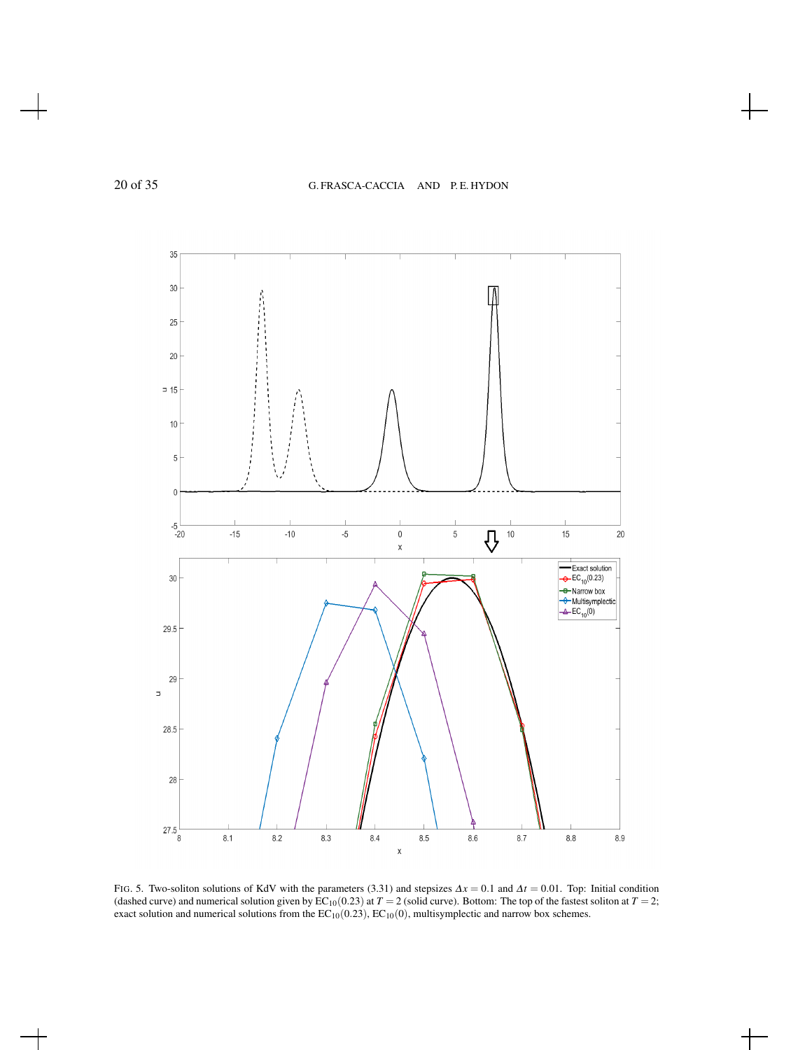FIG. 5. Two-soliton solutions of KdV with the parameters (3.31) and stepsizes $\Delta x = 0.1$ and $\Delta t = 0.01$. Top: Initial condition (dashed curve) and numerical solution given by $\mathrm{EC}_{10}(0.23)$ at $T = 2$ (solid curve). Bottom: The top of the fastest soliton at $T = 2$; exact solution and numerical solutions from the $\mathrm{EC}_{10}(0.23)$, $\mathrm{EC}_{10}(0)$, multisymplectic and narrow box schemes.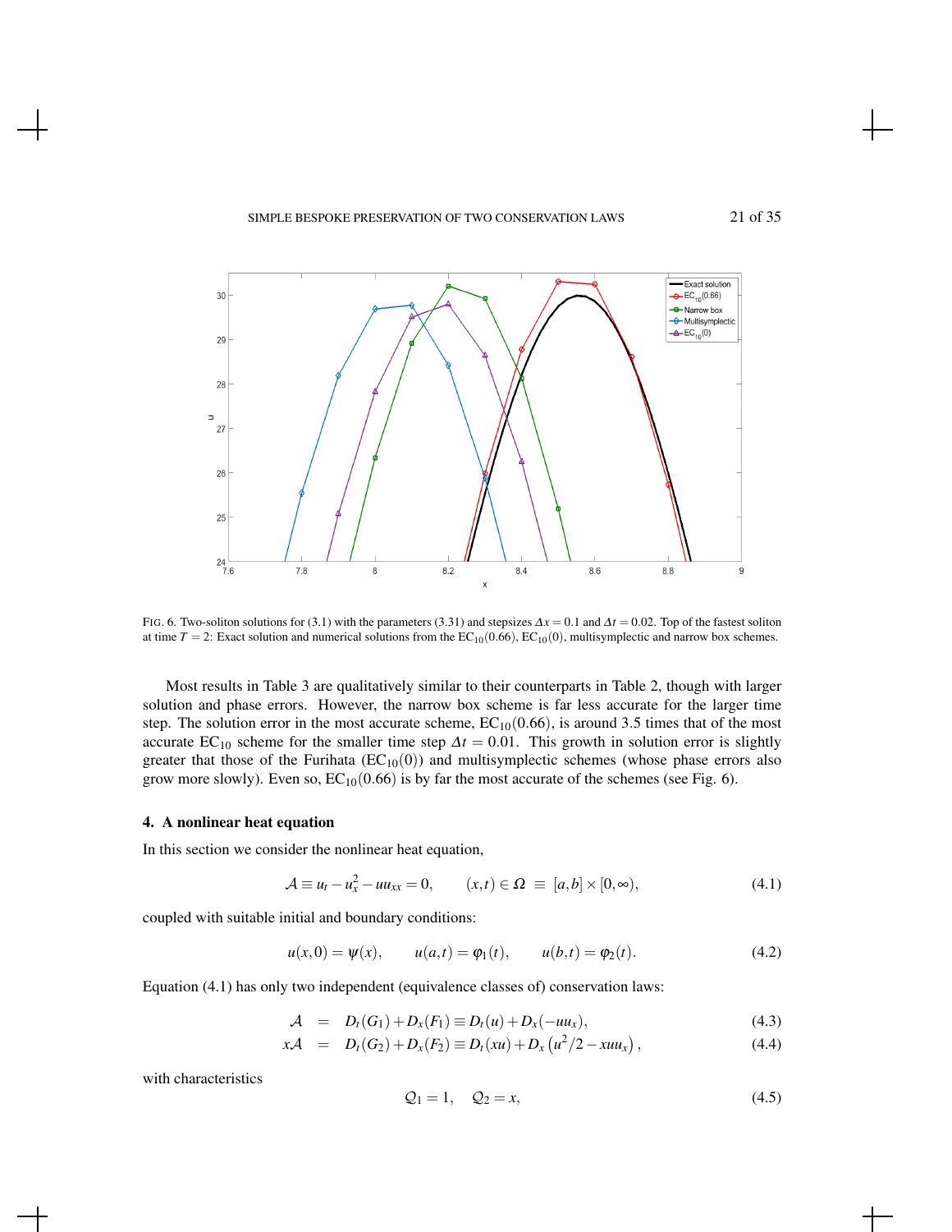FIG. 6. Two-soliton solutions for (3.1) with the parameters (3.31) and stepsizes $\Delta x = 0.1$ and $\Delta t = 0.02$. Top of the fastest soliton at time $T = 2$: Exact solution and numerical solutions from the $\mathrm{EC}_{10}(0.66)$, $\mathrm{EC}_{10}(0)$, multisymplectic and narrow box schemes.

Most results in Table 3 are qualitatively similar to their counterparts in Table 2, though with larger solution and phase errors. However, the narrow box scheme is far less accurate for the larger time step. The solution error in the most accurate scheme, $\mathrm{EC}_{10}(0.66)$, is around 3.5 times that of the most accurate $\mathrm{EC}_{10}$ scheme for the smaller time step $\Delta t = 0.01$. This growth in solution error is slightly greater that those of the Furihata ($\mathrm{EC}_{10}(0)$) and multisymplectic schemes (whose phase errors also grow more slowly). Even so, $\mathrm{EC}_{10}(0.66)$ is by far the most accurate of the schemes (see Fig. 6).

## 4. A nonlinear heat equation

In this section we consider the nonlinear heat equation,

$$\mathcal{A} \equiv u_t - u_x^2 - uu_{xx} = 0, \qquad (x,t) \in \Omega \;\equiv\; [a,b] \times [0,\infty), \tag{4.1}$$

coupled with suitable initial and boundary conditions:

$$u(x,0) = \psi(x), \qquad u(a,t) = \varphi_1(t), \qquad u(b,t) = \varphi_2(t). \tag{4.2}$$

Equation (4.1) has only two independent (equivalence classes of) conservation laws:

$$\mathcal{A} \;=\; D_t(G_1) + D_x(F_1) \equiv D_t(u) + D_x(-uu_x), \tag{4.3}$$

$$x\mathcal{A} \;=\; D_t(G_2) + D_x(F_2) \equiv D_t(xu) + D_x\left(u^2/2 - xuu_x\right), \tag{4.4}$$

with characteristics

$$\mathcal{Q}_1 = 1, \quad \mathcal{Q}_2 = x, \tag{4.5}$$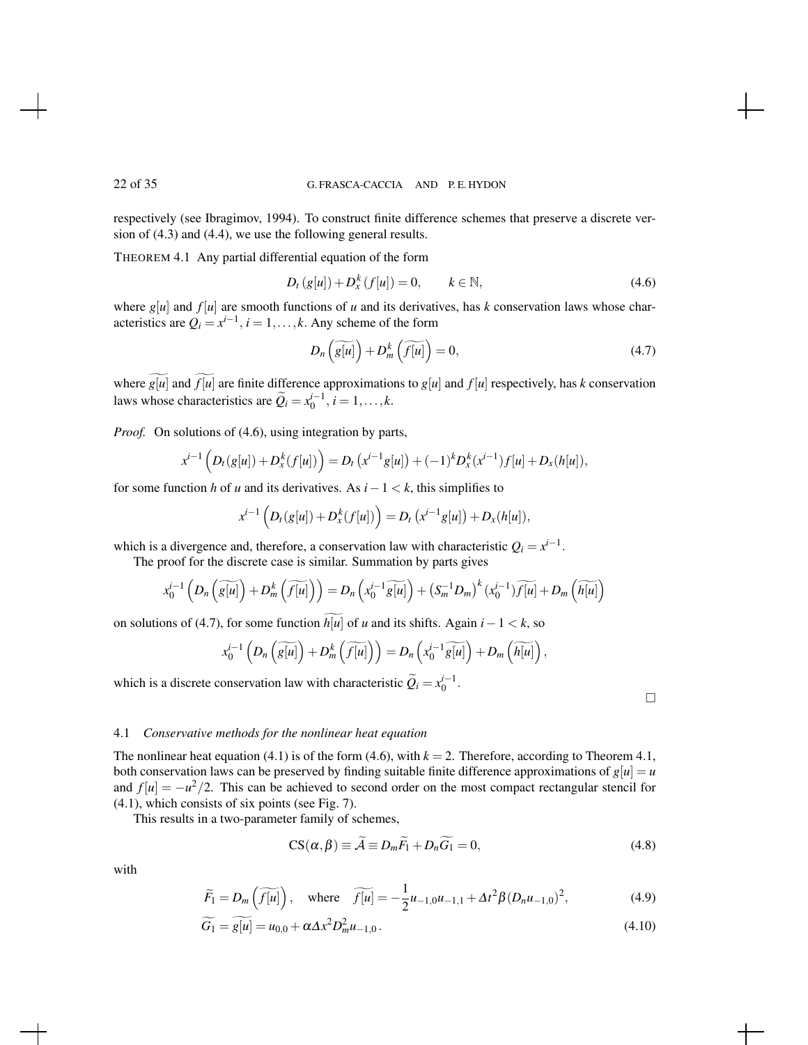respectively (see Ibragimov, 1994). To construct finite difference schemes that preserve a discrete version of (4.3) and (4.4), we use the following general results.

THEOREM 4.1 Any partial differential equation of the form

$$D_t\left(g[u]\right) + D_x^k\left(f[u]\right) = 0, \qquad k \in \mathbb{N}, \tag{4.6}$$

where $g[u]$ and $f[u]$ are smooth functions of $u$ and its derivatives, has $k$ conservation laws whose characteristics are $Q_i = x^{i-1}$, $i = 1, \ldots, k$. Any scheme of the form

$$D_n\left(\widetilde{g[u]}\right) + D_m^k\left(\widetilde{f[u]}\right) = 0, \tag{4.7}$$

where $\widetilde{g[u]}$ and $\widetilde{f[u]}$ are finite difference approximations to $g[u]$ and $f[u]$ respectively, has $k$ conservation laws whose characteristics are $\widetilde{Q}_i = x_0^{i-1}$, $i = 1, \ldots, k$.

*Proof.* On solutions of (4.6), using integration by parts,

$$x^{i-1}\left(D_t(g[u]) + D_x^k(f[u])\right) = D_t\left(x^{i-1}g[u]\right) + (-1)^k D_x^k(x^{i-1})f[u] + D_x(h[u]),$$

for some function $h$ of $u$ and its derivatives. As $i-1 < k$, this simplifies to

$$x^{i-1}\left(D_t(g[u]) + D_x^k(f[u])\right) = D_t\left(x^{i-1}g[u]\right) + D_x(h[u]),$$

which is a divergence and, therefore, a conservation law with characteristic $Q_i = x^{i-1}$.

The proof for the discrete case is similar. Summation by parts gives

$$x_0^{i-1}\left(D_n\left(\widetilde{g[u]}\right) + D_m^k\left(\widetilde{f[u]}\right)\right) = D_n\left(x_0^{i-1}\widetilde{g[u]}\right) + \left(S_m^{-1}D_m\right)^k(x_0^{i-1})\widetilde{f[u]} + D_m\left(\widetilde{h[u]}\right)$$

on solutions of (4.7), for some function $\widetilde{h[u]}$ of $u$ and its shifts. Again $i-1 < k$, so

$$x_0^{i-1}\left(D_n\left(\widetilde{g[u]}\right) + D_m^k\left(\widetilde{f[u]}\right)\right) = D_n\left(x_0^{i-1}\widetilde{g[u]}\right) + D_m\left(\widetilde{h[u]}\right),$$

which is a discrete conservation law with characteristic $\widetilde{Q}_i = x_0^{i-1}$.

□

### 4.1 *Conservative methods for the nonlinear heat equation*

The nonlinear heat equation (4.1) is of the form (4.6), with $k = 2$. Therefore, according to Theorem 4.1, both conservation laws can be preserved by finding suitable finite difference approximations of $g[u] = u$ and $f[u] = -u^2/2$. This can be achieved to second order on the most compact rectangular stencil for (4.1), which consists of six points (see Fig. 7).

This results in a two-parameter family of schemes,

$$\mathrm{CS}(\alpha, \beta) \equiv \widetilde{\mathcal{A}} \equiv D_m\widetilde{F_1} + D_n\widetilde{G_1} = 0, \tag{4.8}$$

with

$$\widetilde{F_1} = D_m\left(\widetilde{f[u]}\right), \quad \text{where} \quad \widetilde{f[u]} = -\frac{1}{2}u_{-1,0}u_{-1,1} + \Delta t^2\beta\left(D_n u_{-1,0}\right)^2, \tag{4.9}$$

$$\widetilde{G_1} = \widetilde{g[u]} = u_{0,0} + \alpha\Delta x^2 D_m^2 u_{-1,0}\,. \tag{4.10}$$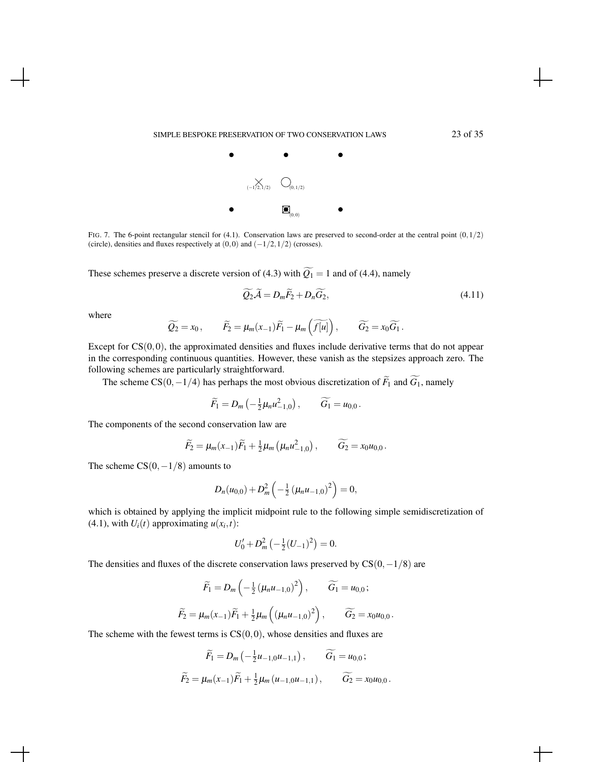FIG. 7. The 6-point rectangular stencil for (4.1). Conservation laws are preserved to second-order at the central point $(0,1/2)$ (circle), densities and fluxes respectively at $(0,0)$ and $(-1/2,1/2)$ (crosses).

These schemes preserve a discrete version of (4.3) with $\widetilde{Q_1}=1$ and of (4.4), namely

$$\widetilde{Q_2}\widetilde{\mathcal{A}} = D_m\widetilde{F_2} + D_n\widetilde{G_2}, \tag{4.11}$$

where

$$\widetilde{Q_2} = x_0\,, \qquad \widetilde{F_2} = \mu_m(x_{-1})\widetilde{F_1} - \mu_m\left(\widetilde{f[u]}\right), \qquad \widetilde{G_2} = x_0\widetilde{G_1}\,.$$

Except for $\mathrm{CS}(0,0)$, the approximated densities and fluxes include derivative terms that do not appear in the corresponding continuous quantities. However, these vanish as the stepsizes approach zero. The following schemes are particularly straightforward.

The scheme $\mathrm{CS}(0,-1/4)$ has perhaps the most obvious discretization of $\widetilde{F_1}$ and $\widetilde{G_1}$, namely

$$\widetilde{F_1} = D_m\left(-\tfrac{1}{2}\mu_n u_{-1,0}^2\right), \qquad \widetilde{G_1} = u_{0,0}\,.$$

The components of the second conservation law are

$$\widetilde{F_2} = \mu_m(x_{-1})\widetilde{F_1} + \tfrac{1}{2}\mu_m\left(\mu_n u_{-1,0}^2\right), \qquad \widetilde{G_2} = x_0 u_{0,0}\,.$$

The scheme $\mathrm{CS}(0,-1/8)$ amounts to

$$D_n(u_{0,0}) + D_m^2\left(-\tfrac{1}{2}\left(\mu_n u_{-1,0}\right)^2\right) = 0,$$

which is obtained by applying the implicit midpoint rule to the following simple semidiscretization of (4.1), with $U_i(t)$ approximating $u(x_i,t)$:

$$U_0' + D_m^2\left(-\tfrac{1}{2}(U_{-1})^2\right) = 0.$$

The densities and fluxes of the discrete conservation laws preserved by $\mathrm{CS}(0,-1/8)$ are

$$\widetilde{F_1} = D_m\left(-\tfrac{1}{2}\left(\mu_n u_{-1,0}\right)^2\right), \qquad \widetilde{G_1} = u_{0,0}\,;$$

$$\widetilde{F_2} = \mu_m(x_{-1})\widetilde{F_1} + \tfrac{1}{2}\mu_m\left(\left(\mu_n u_{-1,0}\right)^2\right), \qquad \widetilde{G_2} = x_0 u_{0,0}\,.$$

The scheme with the fewest terms is $\mathrm{CS}(0,0)$, whose densities and fluxes are

$$\widetilde{F_1} = D_m\left(-\tfrac{1}{2}u_{-1,0}u_{-1,1}\right), \qquad \widetilde{G_1} = u_{0,0}\,;$$

$$\widetilde{F_2} = \mu_m(x_{-1})\widetilde{F_1} + \tfrac{1}{2}\mu_m\left(u_{-1,0}u_{-1,1}\right), \qquad \widetilde{G_2} = x_0 u_{0,0}\,.$$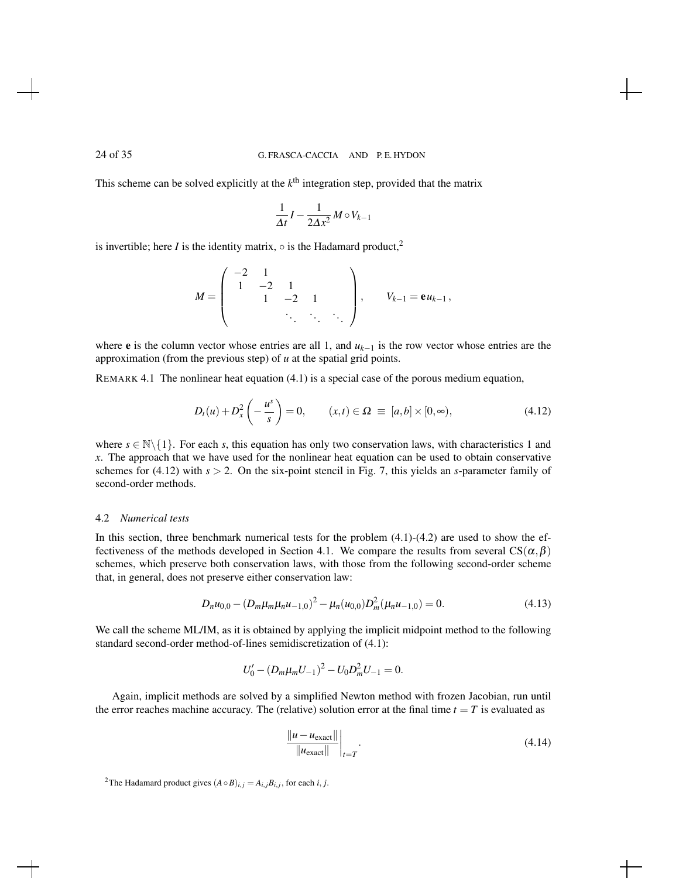This scheme can be solved explicitly at the $k^{\text{th}}$ integration step, provided that the matrix

$$\frac{1}{\Delta t} I - \frac{1}{2\Delta x^2} M \circ V_{k-1}$$

is invertible; here $I$ is the identity matrix, $\circ$ is the Hadamard product,[2]

$$M = \begin{pmatrix} -2 & 1 & & & & \\ 1 & -2 & 1 & & & \\ & 1 & -2 & 1 & & \\ & & \ddots & \ddots & \ddots & \end{pmatrix}, \qquad V_{k-1} = \mathbf{e}\, u_{k-1},$$

where $\mathbf{e}$ is the column vector whose entries are all 1, and $u_{k-1}$ is the row vector whose entries are the approximation (from the previous step) of $u$ at the spatial grid points.

REMARK 4.1 The nonlinear heat equation (4.1) is a special case of the porous medium equation,

$$D_t(u) + D_x^2\left(-\frac{u^s}{s}\right) = 0, \qquad (x,t) \in \Omega \equiv [a,b] \times [0,\infty), \tag{4.12}$$

where $s \in \mathbb{N}\backslash\{1\}$. For each $s$, this equation has only two conservation laws, with characteristics 1 and $x$. The approach that we have used for the nonlinear heat equation can be used to obtain conservative schemes for (4.12) with $s > 2$. On the six-point stencil in Fig. 7, this yields an $s$-parameter family of second-order methods.

### 4.2 *Numerical tests*

In this section, three benchmark numerical tests for the problem (4.1)-(4.2) are used to show the effectiveness of the methods developed in Section 4.1. We compare the results from several $\mathrm{CS}(\alpha,\beta)$ schemes, which preserve both conservation laws, with those from the following second-order scheme that, in general, does not preserve either conservation law:

$$D_n u_{0,0} - (D_m \mu_m \mu_n u_{-1,0})^2 - \mu_n(u_{0,0}) D_m^2(\mu_n u_{-1,0}) = 0. \tag{4.13}$$

We call the scheme ML/IM, as it is obtained by applying the implicit midpoint method to the following standard second-order method-of-lines semidiscretization of (4.1):

$$U_0' - (D_m \mu_m U_{-1})^2 - U_0 D_m^2 U_{-1} = 0.$$

Again, implicit methods are solved by a simplified Newton method with frozen Jacobian, run until the error reaches machine accuracy. The (relative) solution error at the final time $t = T$ is evaluated as

$$\left.\frac{\|u - u_{\text{exact}}\|}{\|u_{\text{exact}}\|}\right|_{t=T}. \tag{4.14}$$

[2] The Hadamard product gives $(A \circ B)_{i,j} = A_{i,j} B_{i,j}$, for each $i$, $j$.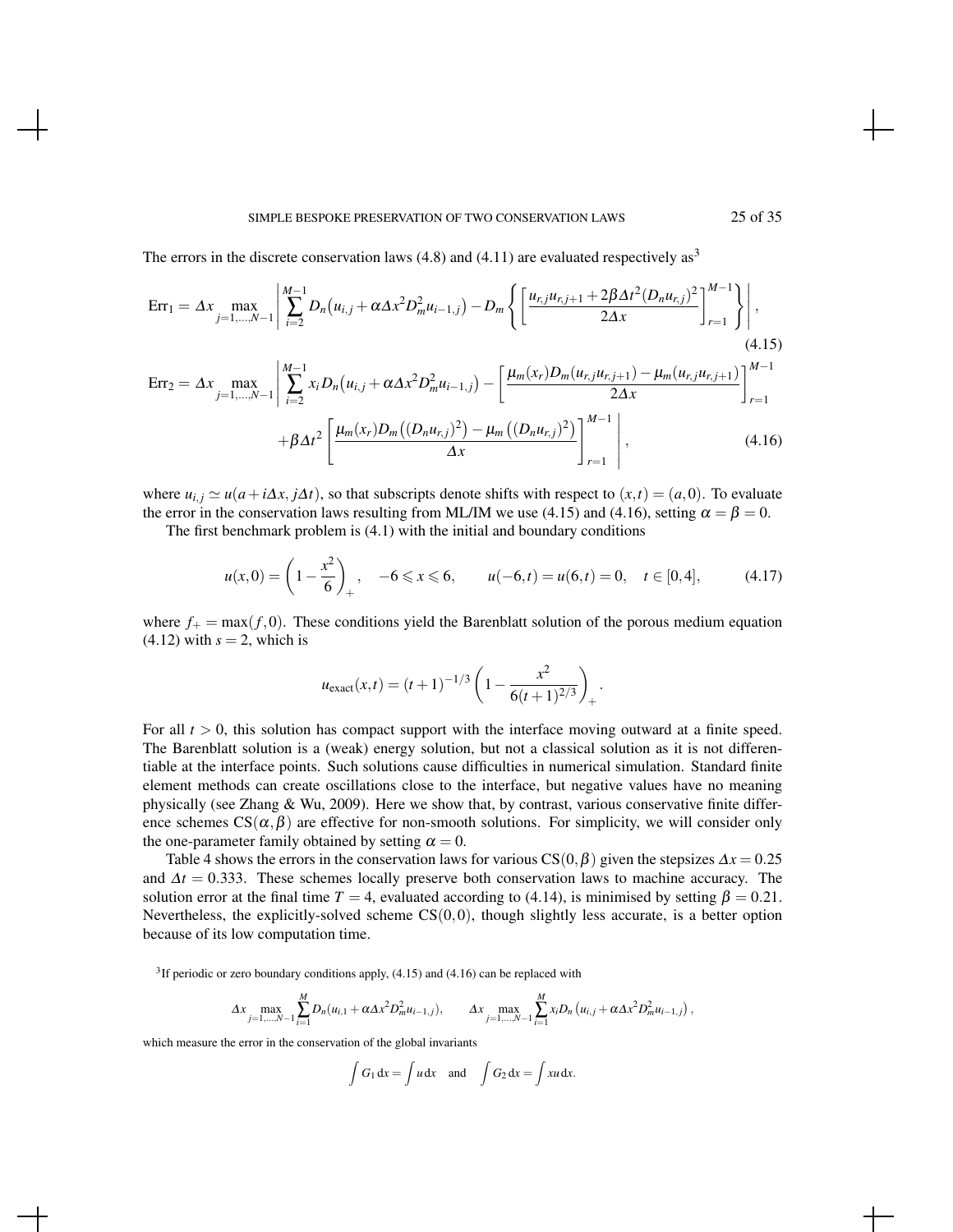The errors in the discrete conservation laws (4.8) and (4.11) are evaluated respectively as[3]

$$
\mathrm{Err}_1 = \Delta x \max_{j=1,\ldots,N-1} \left| \sum_{i=2}^{M-1} D_n\big(u_{i,j} + \alpha \Delta x^2 D_m^2 u_{i-1,j}\big) - D_m \left\{ \left[ \frac{u_{r,j}u_{r,j+1} + 2\beta \Delta t^2 (D_n u_{r,j})^2}{2\Delta x} \right]_{r=1}^{M-1} \right\} \right|, \tag{4.15}
$$

$$
\begin{aligned}
\mathrm{Err}_2 = \Delta x \max_{j=1,\ldots,N-1} \Bigg| \sum_{i=2}^{M-1} x_i D_n\big(u_{i,j} + \alpha \Delta x^2 D_m^2 u_{i-1,j}\big) - \left[ \frac{\mu_m(x_r) D_m(u_{r,j}u_{r,j+1}) - \mu_m(u_{r,j}u_{r,j+1})}{2\Delta x} \right]_{r=1}^{M-1} \\
+ \beta \Delta t^2 \left[ \frac{\mu_m(x_r) D_m\big((D_n u_{r,j})^2\big) - \mu_m\big((D_n u_{r,j})^2\big)}{\Delta x} \right]_{r=1}^{M-1} \Bigg|,
\end{aligned} \tag{4.16}
$$

where $u_{i,j} \simeq u(a + i\Delta x, j\Delta t)$, so that subscripts denote shifts with respect to $(x,t) = (a,0)$. To evaluate the error in the conservation laws resulting from ML/IM we use (4.15) and (4.16), setting $\alpha = \beta = 0$.

The first benchmark problem is (4.1) with the initial and boundary conditions

$$
u(x,0) = \left(1 - \frac{x^2}{6}\right)_+, \quad -6 \leqslant x \leqslant 6, \qquad u(-6,t) = u(6,t) = 0, \quad t \in [0,4], \tag{4.17}
$$

where $f_+ = \max(f,0)$. These conditions yield the Barenblatt solution of the porous medium equation (4.12) with $s = 2$, which is

$$
u_{\mathrm{exact}}(x,t) = (t+1)^{-1/3} \left(1 - \frac{x^2}{6(t+1)^{2/3}}\right)_+.
$$

For all $t > 0$, this solution has compact support with the interface moving outward at a finite speed. The Barenblatt solution is a (weak) energy solution, but not a classical solution as it is not differentiable at the interface points. Such solutions cause difficulties in numerical simulation. Standard finite element methods can create oscillations close to the interface, but negative values have no meaning physically (see Zhang & Wu, 2009). Here we show that, by contrast, various conservative finite difference schemes $\mathrm{CS}(\alpha,\beta)$ are effective for non-smooth solutions. For simplicity, we will consider only the one-parameter family obtained by setting $\alpha = 0$.

Table 4 shows the errors in the conservation laws for various $\mathrm{CS}(0,\beta)$ given the stepsizes $\Delta x = 0.25$ and $\Delta t = 0.333$. These schemes locally preserve both conservation laws to machine accuracy. The solution error at the final time $T = 4$, evaluated according to (4.14), is minimised by setting $\beta = 0.21$. Nevertheless, the explicitly-solved scheme $\mathrm{CS}(0,0)$, though slightly less accurate, is a better option because of its low computation time.

[3] If periodic or zero boundary conditions apply, (4.15) and (4.16) can be replaced with

$$
\Delta x \max_{j=1,\ldots,N-1} \sum_{i=1}^{M} D_n(u_{i,1} + \alpha \Delta x^2 D_m^2 u_{i-1,j}), \qquad \Delta x \max_{j=1,\ldots,N-1} \sum_{i=1}^{M} x_i D_n\left(u_{i,j} + \alpha \Delta x^2 D_m^2 u_{i-1,j}\right),
$$

which measure the error in the conservation of the global invariants

$$
\int G_1 \,\mathrm{d}x = \int u \,\mathrm{d}x \quad \text{and} \quad \int G_2 \,\mathrm{d}x = \int xu \,\mathrm{d}x.
$$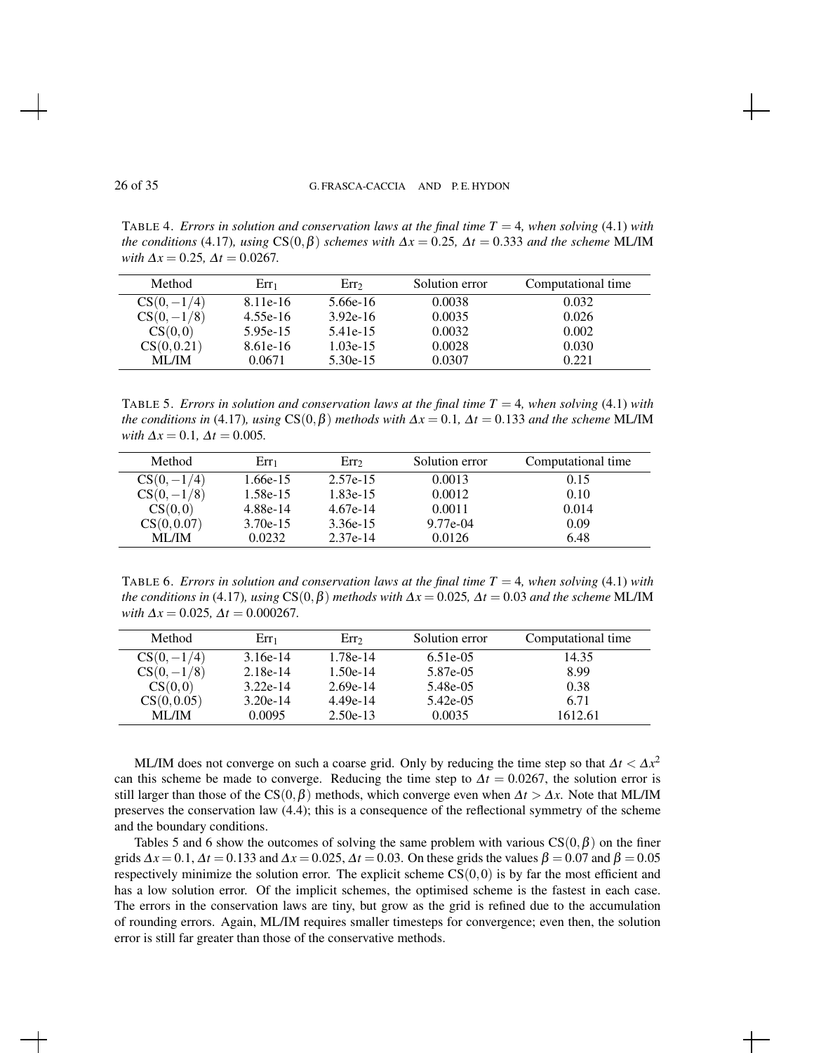TABLE 4. *Errors in solution and conservation laws at the final time $T = 4$, when solving* (4.1) *with the conditions* (4.17)*, using* $\mathrm{CS}(0,\beta)$ *schemes with* $\Delta x = 0.25$*,* $\Delta t = 0.333$ *and the scheme* ML/IM *with* $\Delta x = 0.25$*,* $\Delta t = 0.0267$*.*

| Method | $\mathrm{Err}_1$ | $\mathrm{Err}_2$ | Solution error | Computational time |
|---|---|---|---|---|
| $\mathrm{CS}(0,-1/4)$ | 8.11e-16 | 5.66e-16 | 0.0038 | 0.032 |
| $\mathrm{CS}(0,-1/8)$ | 4.55e-16 | 3.92e-16 | 0.0035 | 0.026 |
| $\mathrm{CS}(0,0)$ | 5.95e-15 | 5.41e-15 | 0.0032 | 0.002 |
| $\mathrm{CS}(0,0.21)$ | 8.61e-16 | 1.03e-15 | 0.0028 | 0.030 |
| ML/IM | 0.0671 | 5.30e-15 | 0.0307 | 0.221 |

TABLE 5. *Errors in solution and conservation laws at the final time $T = 4$, when solving* (4.1) *with the conditions in* (4.17)*, using* $\mathrm{CS}(0,\beta)$ *methods with* $\Delta x = 0.1$*,* $\Delta t = 0.133$ *and the scheme* ML/IM *with* $\Delta x = 0.1$*,* $\Delta t = 0.005$*.*

| Method | $\mathrm{Err}_1$ | $\mathrm{Err}_2$ | Solution error | Computational time |
|---|---|---|---|---|
| $\mathrm{CS}(0,-1/4)$ | 1.66e-15 | 2.57e-15 | 0.0013 | 0.15 |
| $\mathrm{CS}(0,-1/8)$ | 1.58e-15 | 1.83e-15 | 0.0012 | 0.10 |
| $\mathrm{CS}(0,0)$ | 4.88e-14 | 4.67e-14 | 0.0011 | 0.014 |
| $\mathrm{CS}(0,0.07)$ | 3.70e-15 | 3.36e-15 | 9.77e-04 | 0.09 |
| ML/IM | 0.0232 | 2.37e-14 | 0.0126 | 6.48 |

TABLE 6. *Errors in solution and conservation laws at the final time $T = 4$, when solving* (4.1) *with the conditions in* (4.17)*, using* $\mathrm{CS}(0,\beta)$ *methods with* $\Delta x = 0.025$*,* $\Delta t = 0.03$ *and the scheme* ML/IM *with* $\Delta x = 0.025$*,* $\Delta t = 0.000267$*.*

| Method | $\mathrm{Err}_1$ | $\mathrm{Err}_2$ | Solution error | Computational time |
|---|---|---|---|---|
| $\mathrm{CS}(0,-1/4)$ | 3.16e-14 | 1.78e-14 | 6.51e-05 | 14.35 |
| $\mathrm{CS}(0,-1/8)$ | 2.18e-14 | 1.50e-14 | 5.87e-05 | 8.99 |
| $\mathrm{CS}(0,0)$ | 3.22e-14 | 2.69e-14 | 5.48e-05 | 0.38 |
| $\mathrm{CS}(0,0.05)$ | 3.20e-14 | 4.49e-14 | 5.42e-05 | 6.71 |
| ML/IM | 0.0095 | 2.50e-13 | 0.0035 | 1612.61 |

ML/IM does not converge on such a coarse grid. Only by reducing the time step so that $\Delta t < \Delta x^2$ can this scheme be made to converge. Reducing the time step to $\Delta t = 0.0267$, the solution error is still larger than those of the $\mathrm{CS}(0,\beta)$ methods, which converge even when $\Delta t > \Delta x$. Note that ML/IM preserves the conservation law (4.4); this is a consequence of the reflectional symmetry of the scheme and the boundary conditions.

Tables 5 and 6 show the outcomes of solving the same problem with various $\mathrm{CS}(0,\beta)$ on the finer grids $\Delta x = 0.1$, $\Delta t = 0.133$ and $\Delta x = 0.025$, $\Delta t = 0.03$. On these grids the values $\beta = 0.07$ and $\beta = 0.05$ respectively minimize the solution error. The explicit scheme $\mathrm{CS}(0,0)$ is by far the most efficient and has a low solution error. Of the implicit schemes, the optimised scheme is the fastest in each case. The errors in the conservation laws are tiny, but grow as the grid is refined due to the accumulation of rounding errors. Again, ML/IM requires smaller timesteps for convergence; even then, the solution error is still far greater than those of the conservative methods.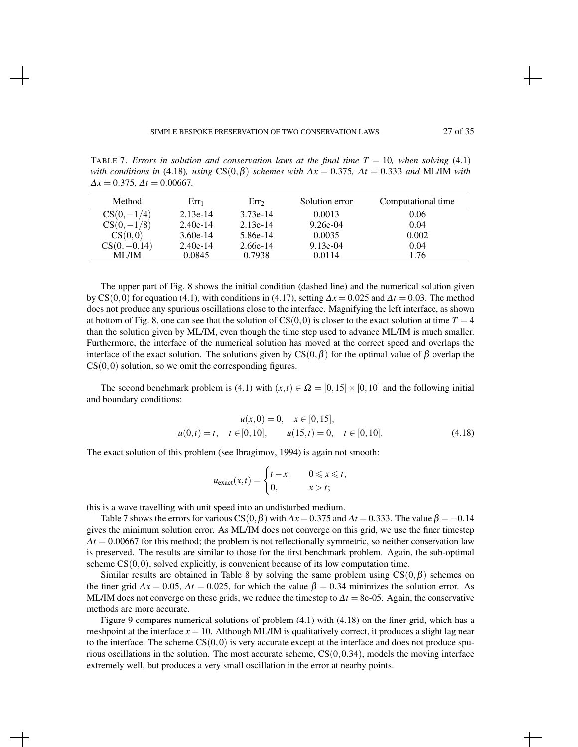TABLE 7. *Errors in solution and conservation laws at the final time $T = 10$, when solving* (4.1) *with conditions in* (4.18)*, using* $\mathrm{CS}(0,\beta)$ *schemes with* $\Delta x = 0.375$*,* $\Delta t = 0.333$ *and* ML/IM *with* $\Delta x = 0.375$*,* $\Delta t = 0.00667$*.*

| Method | $\mathrm{Err}_1$ | $\mathrm{Err}_2$ | Solution error | Computational time |
|---|---|---|---|---|
| $\mathrm{CS}(0,-1/4)$ | 2.13e-14 | 3.73e-14 | 0.0013 | 0.06 |
| $\mathrm{CS}(0,-1/8)$ | 2.40e-14 | 2.13e-14 | 9.26e-04 | 0.04 |
| $\mathrm{CS}(0,0)$ | 3.60e-14 | 5.86e-14 | 0.0035 | 0.002 |
| $\mathrm{CS}(0,-0.14)$ | 2.40e-14 | 2.66e-14 | 9.13e-04 | 0.04 |
| ML/IM | 0.0845 | 0.7938 | 0.0114 | 1.76 |

The upper part of Fig. 8 shows the initial condition (dashed line) and the numerical solution given by $\mathrm{CS}(0,0)$ for equation (4.1), with conditions in (4.17), setting $\Delta x = 0.025$ and $\Delta t = 0.03$. The method does not produce any spurious oscillations close to the interface. Magnifying the left interface, as shown at bottom of Fig. 8, one can see that the solution of $\mathrm{CS}(0,0)$ is closer to the exact solution at time $T = 4$ than the solution given by ML/IM, even though the time step used to advance ML/IM is much smaller. Furthermore, the interface of the numerical solution has moved at the correct speed and overlaps the interface of the exact solution. The solutions given by $\mathrm{CS}(0,\beta)$ for the optimal value of $\beta$ overlap the $\mathrm{CS}(0,0)$ solution, so we omit the corresponding figures.

The second benchmark problem is (4.1) with $(x,t) \in \Omega = [0,15] \times [0,10]$ and the following initial and boundary conditions:

$$
\begin{gathered}
u(x,0) = 0, \quad x \in [0,15], \\
u(0,t) = t, \quad t \in [0,10], \qquad u(15,t) = 0, \quad t \in [0,10].
\end{gathered} \tag{4.18}
$$

The exact solution of this problem (see Ibragimov, 1994) is again not smooth:

$$
u_{\text{exact}}(x,t) = \begin{cases} t - x, & 0 \leqslant x \leqslant t, \\ 0, & x > t; \end{cases}
$$

this is a wave travelling with unit speed into an undisturbed medium.

Table 7 shows the errors for various $\mathrm{CS}(0,\beta)$ with $\Delta x = 0.375$ and $\Delta t = 0.333$. The value $\beta = -0.14$ gives the minimum solution error. As ML/IM does not converge on this grid, we use the finer timestep $\Delta t = 0.00667$ for this method; the problem is not reflectionally symmetric, so neither conservation law is preserved. The results are similar to those for the first benchmark problem. Again, the sub-optimal scheme $\mathrm{CS}(0,0)$, solved explicitly, is convenient because of its low computation time.

Similar results are obtained in Table 8 by solving the same problem using $\mathrm{CS}(0,\beta)$ schemes on the finer grid $\Delta x = 0.05$, $\Delta t = 0.025$, for which the value $\beta = 0.34$ minimizes the solution error. As ML/IM does not converge on these grids, we reduce the timestep to $\Delta t = 8\text{e-}05$. Again, the conservative methods are more accurate.

Figure 9 compares numerical solutions of problem (4.1) with (4.18) on the finer grid, which has a meshpoint at the interface $x = 10$. Although ML/IM is qualitatively correct, it produces a slight lag near to the interface. The scheme $\mathrm{CS}(0,0)$ is very accurate except at the interface and does not produce spurious oscillations in the solution. The most accurate scheme, $\mathrm{CS}(0,0.34)$, models the moving interface extremely well, but produces a very small oscillation in the error at nearby points.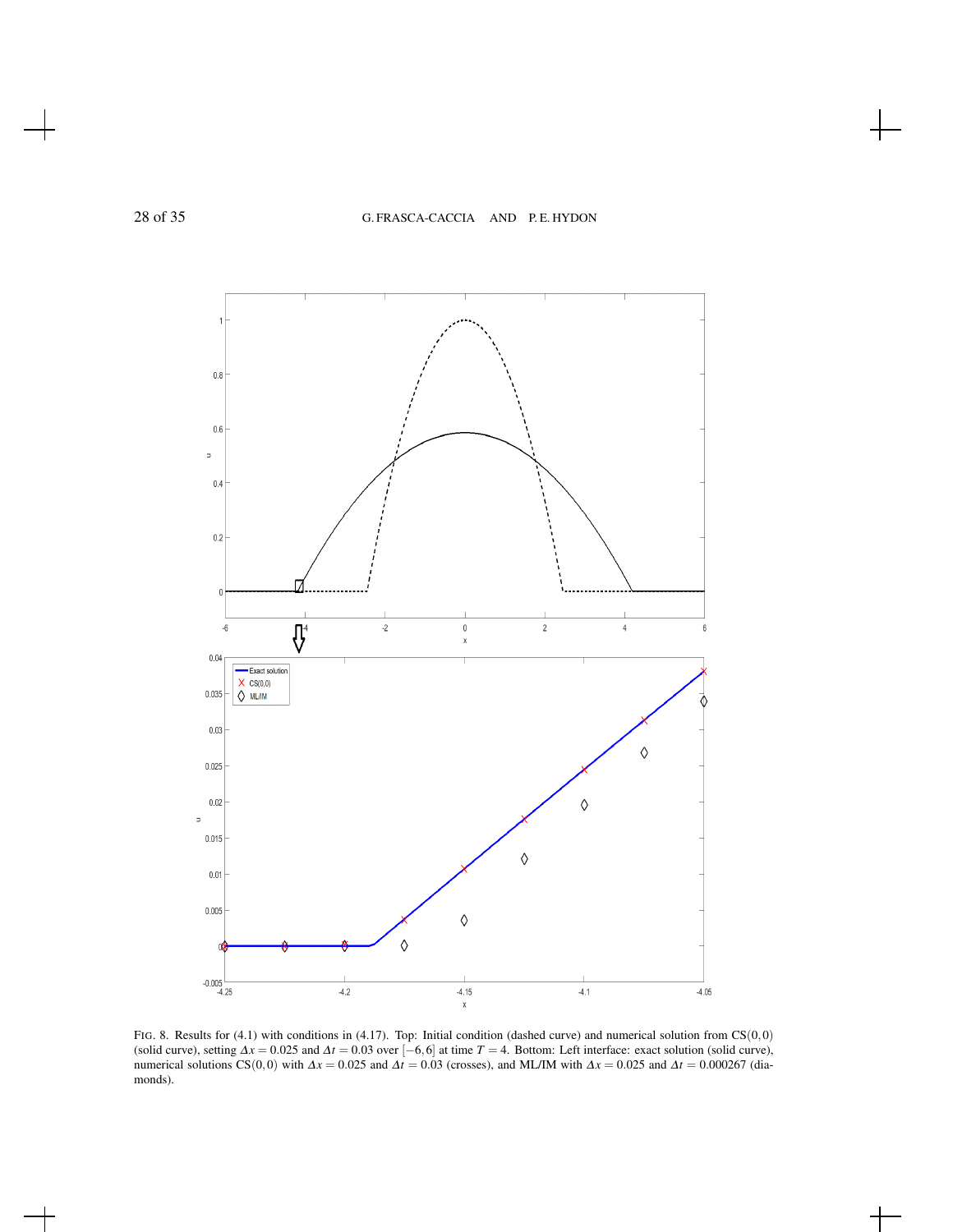FIG. 8. Results for (4.1) with conditions in (4.17). Top: Initial condition (dashed curve) and numerical solution from CS$(0,0)$ (solid curve), setting $\Delta x = 0.025$ and $\Delta t = 0.03$ over $[-6,6]$ at time $T = 4$. Bottom: Left interface: exact solution (solid curve), numerical solutions CS$(0,0)$ with $\Delta x = 0.025$ and $\Delta t = 0.03$ (crosses), and ML/IM with $\Delta x = 0.025$ and $\Delta t = 0.000267$ (diamonds).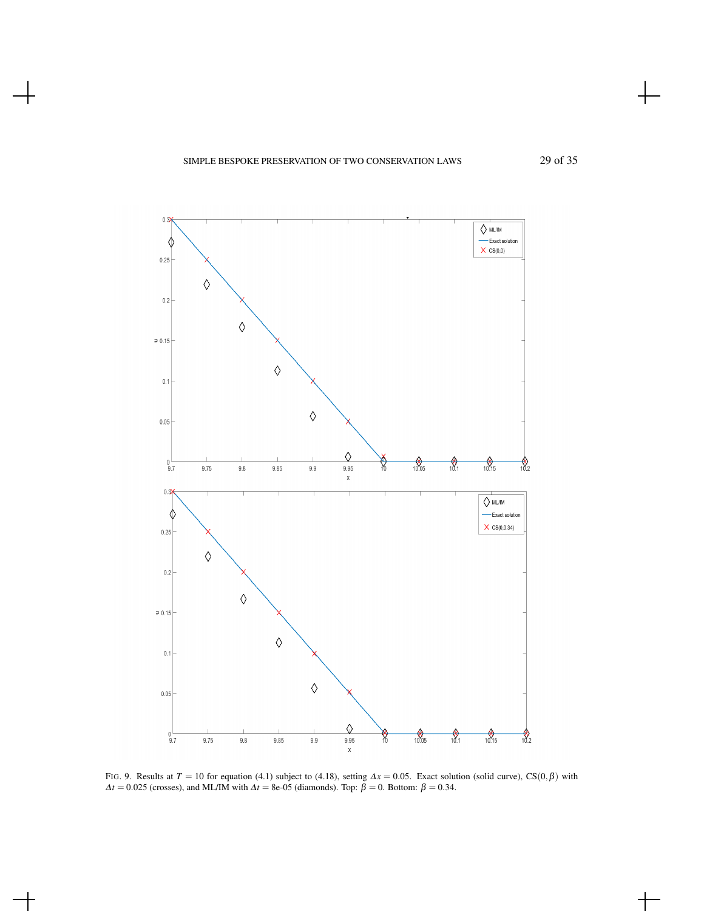FIG. 9. Results at $T = 10$ for equation (4.1) subject to (4.18), setting $\Delta x = 0.05$. Exact solution (solid curve), $\mathrm{CS}(0,\beta)$ with $\Delta t = 0.025$ (crosses), and ML/IM with $\Delta t =$ 8e-05 (diamonds). Top: $\beta = 0$. Bottom: $\beta = 0.34$.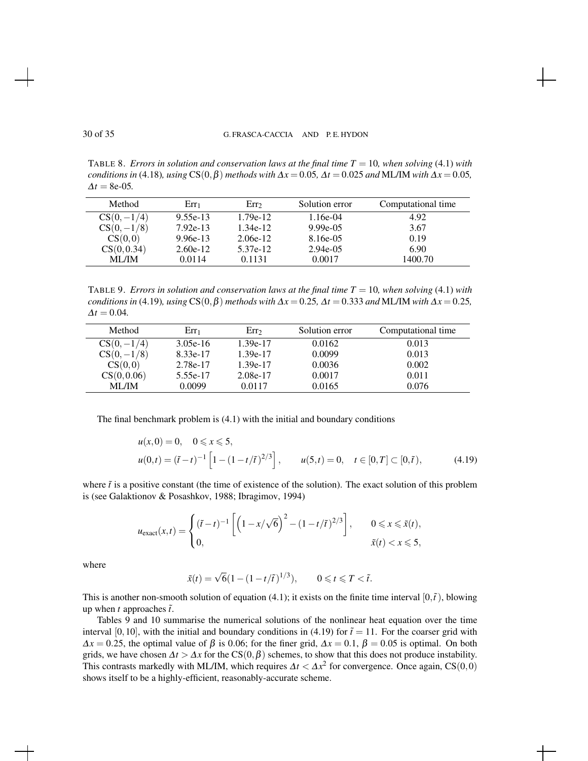TABLE 8. *Errors in solution and conservation laws at the final time $T = 10$, when solving* (4.1) *with conditions in* (4.18)*, using* $\mathrm{CS}(0,\beta)$ *methods with* $\Delta x = 0.05$*,* $\Delta t = 0.025$ *and* ML/IM *with* $\Delta x = 0.05$*,* $\Delta t =$ 8e-05*.*

| Method | $\mathrm{Err}_1$ | $\mathrm{Err}_2$ | Solution error | Computational time |
|---|---|---|---|---|
| $\mathrm{CS}(0,-1/4)$ | 9.55e-13 | 1.79e-12 | 1.16e-04 | 4.92 |
| $\mathrm{CS}(0,-1/8)$ | 7.92e-13 | 1.34e-12 | 9.99e-05 | 3.67 |
| $\mathrm{CS}(0,0)$ | 9.96e-13 | 2.06e-12 | 8.16e-05 | 0.19 |
| $\mathrm{CS}(0,0.34)$ | 2.60e-12 | 5.37e-12 | 2.94e-05 | 6.90 |
| ML/IM | 0.0114 | 0.1131 | 0.0017 | 1400.70 |

TABLE 9. *Errors in solution and conservation laws at the final time $T = 10$, when solving* (4.1) *with conditions in* (4.19)*, using* $\mathrm{CS}(0,\beta)$ *methods with* $\Delta x = 0.25$*,* $\Delta t = 0.333$ *and* ML/IM *with* $\Delta x = 0.25$*,* $\Delta t = 0.04$*.*

| Method | $\mathrm{Err}_1$ | $\mathrm{Err}_2$ | Solution error | Computational time |
|---|---|---|---|---|
| $\mathrm{CS}(0,-1/4)$ | 3.05e-16 | 1.39e-17 | 0.0162 | 0.013 |
| $\mathrm{CS}(0,-1/8)$ | 8.33e-17 | 1.39e-17 | 0.0099 | 0.013 |
| $\mathrm{CS}(0,0)$ | 2.78e-17 | 1.39e-17 | 0.0036 | 0.002 |
| $\mathrm{CS}(0,0.06)$ | 5.55e-17 | 2.08e-17 | 0.0017 | 0.011 |
| ML/IM | 0.0099 | 0.0117 | 0.0165 | 0.076 |

The final benchmark problem is (4.1) with the initial and boundary conditions

$$
\begin{aligned}
&u(x,0) = 0, \quad 0 \leqslant x \leqslant 5, \\
&u(0,t) = (\tilde{t}-t)^{-1}\left[1-(1-t/\tilde{t})^{2/3}\right], \qquad u(5,t) = 0, \quad t \in [0,T] \subset [0,\tilde{t}),
\end{aligned} \tag{4.19}
$$

where $\tilde{t}$ is a positive constant (the time of existence of the solution). The exact solution of this problem is (see Galaktionov & Posashkov, 1988; Ibragimov, 1994)

$$
u_{\text{exact}}(x,t) = \begin{cases} (\tilde{t}-t)^{-1}\left[\left(1-x/\sqrt{6}\right)^2-(1-t/\tilde{t})^{2/3}\right], & 0 \leqslant x \leqslant \tilde{x}(t), \\ 0, & \tilde{x}(t) < x \leqslant 5, \end{cases}
$$

where

$$
\tilde{x}(t) = \sqrt{6}(1-(1-t/\tilde{t})^{1/3}), \qquad 0 \leqslant t \leqslant T < \tilde{t}.
$$

This is another non-smooth solution of equation (4.1); it exists on the finite time interval $[0,\tilde{t})$, blowing up when $t$ approaches $\tilde{t}$.

Tables 9 and 10 summarise the numerical solutions of the nonlinear heat equation over the time interval $[0,10]$, with the initial and boundary conditions in (4.19) for $\tilde{t} = 11$. For the coarser grid with $\Delta x = 0.25$, the optimal value of $\beta$ is 0.06; for the finer grid, $\Delta x = 0.1$, $\beta = 0.05$ is optimal. On both grids, we have chosen $\Delta t > \Delta x$ for the $\mathrm{CS}(0,\beta)$ schemes, to show that this does not produce instability. This contrasts markedly with ML/IM, which requires $\Delta t < \Delta x^2$ for convergence. Once again, $\mathrm{CS}(0,0)$ shows itself to be a highly-efficient, reasonably-accurate scheme.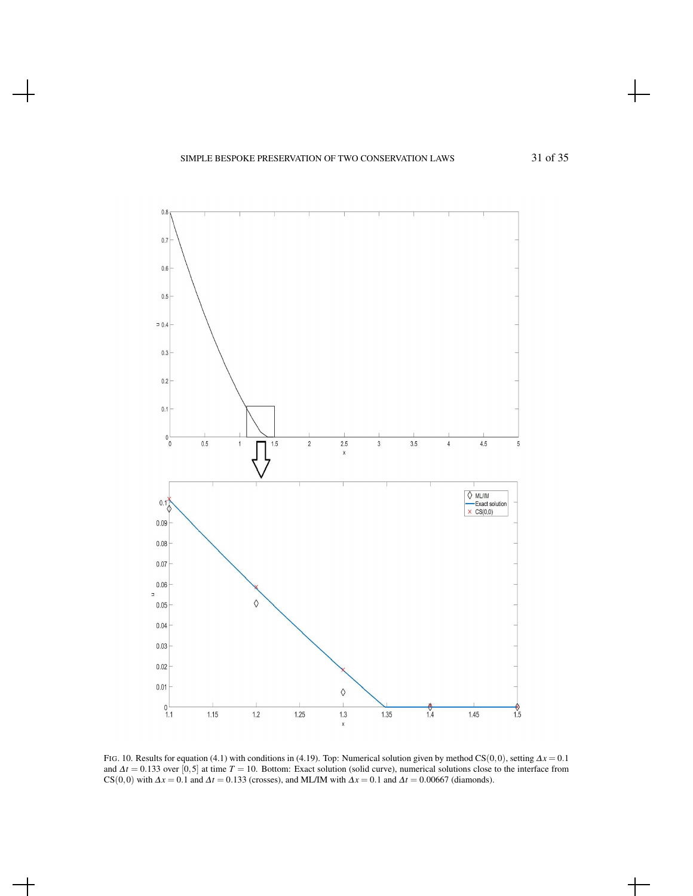FIG. 10. Results for equation (4.1) with conditions in (4.19). Top: Numerical solution given by method $\mathrm{CS}(0,0)$, setting $\Delta x = 0.1$ and $\Delta t = 0.133$ over $[0,5]$ at time $T = 10$. Bottom: Exact solution (solid curve), numerical solutions close to the interface from $\mathrm{CS}(0,0)$ with $\Delta x = 0.1$ and $\Delta t = 0.133$ (crosses), and ML/IM with $\Delta x = 0.1$ and $\Delta t = 0.00667$ (diamonds).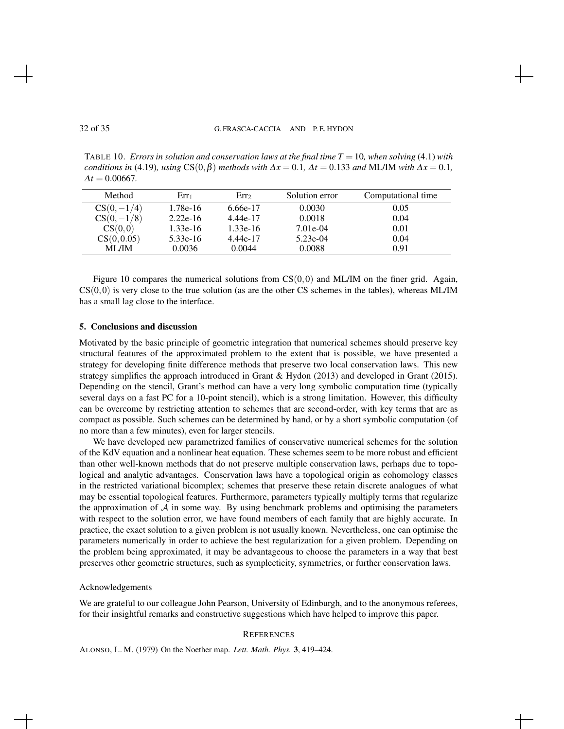TABLE 10. *Errors in solution and conservation laws at the final time $T = 10$, when solving* (4.1) *with conditions in* (4.19)*, using* $\mathrm{CS}(0,\beta)$ *methods with* $\Delta x = 0.1$*,* $\Delta t = 0.133$ *and* ML/IM *with* $\Delta x = 0.1$*,* $\Delta t = 0.00667$.

| Method | $\mathrm{Err}_1$ | $\mathrm{Err}_2$ | Solution error | Computational time |
|---|---|---|---|---|
| $\mathrm{CS}(0,-1/4)$ | 1.78e-16 | 6.66e-17 | 0.0030 | 0.05 |
| $\mathrm{CS}(0,-1/8)$ | 2.22e-16 | 4.44e-17 | 0.0018 | 0.04 |
| $\mathrm{CS}(0,0)$ | 1.33e-16 | 1.33e-16 | 7.01e-04 | 0.01 |
| $\mathrm{CS}(0,0.05)$ | 5.33e-16 | 4.44e-17 | 5.23e-04 | 0.04 |
| ML/IM | 0.0036 | 0.0044 | 0.0088 | 0.91 |

Figure 10 compares the numerical solutions from $\mathrm{CS}(0,0)$ and ML/IM on the finer grid. Again, $\mathrm{CS}(0,0)$ is very close to the true solution (as are the other CS schemes in the tables), whereas ML/IM has a small lag close to the interface.

## 5. Conclusions and discussion

Motivated by the basic principle of geometric integration that numerical schemes should preserve key structural features of the approximated problem to the extent that is possible, we have presented a strategy for developing finite difference methods that preserve two local conservation laws. This new strategy simplifies the approach introduced in Grant & Hydon (2013) and developed in Grant (2015). Depending on the stencil, Grant's method can have a very long symbolic computation time (typically several days on a fast PC for a 10-point stencil), which is a strong limitation. However, this difficulty can be overcome by restricting attention to schemes that are second-order, with key terms that are as compact as possible. Such schemes can be determined by hand, or by a short symbolic computation (of no more than a few minutes), even for larger stencils.

We have developed new parametrized families of conservative numerical schemes for the solution of the KdV equation and a nonlinear heat equation. These schemes seem to be more robust and efficient than other well-known methods that do not preserve multiple conservation laws, perhaps due to topological and analytic advantages. Conservation laws have a topological origin as cohomology classes in the restricted variational bicomplex; schemes that preserve these retain discrete analogues of what may be essential topological features. Furthermore, parameters typically multiply terms that regularize the approximation of $\mathcal{A}$ in some way. By using benchmark problems and optimising the parameters with respect to the solution error, we have found members of each family that are highly accurate. In practice, the exact solution to a given problem is not usually known. Nevertheless, one can optimise the parameters numerically in order to achieve the best regularization for a given problem. Depending on the problem being approximated, it may be advantageous to choose the parameters in a way that best preserves other geometric structures, such as symplecticity, symmetries, or further conservation laws.

### Acknowledgements

We are grateful to our colleague John Pearson, University of Edinburgh, and to the anonymous referees, for their insightful remarks and constructive suggestions which have helped to improve this paper.

## REFERENCES

ALONSO, L. M. (1979) On the Noether map. *Lett. Math. Phys.* **3**, 419–424.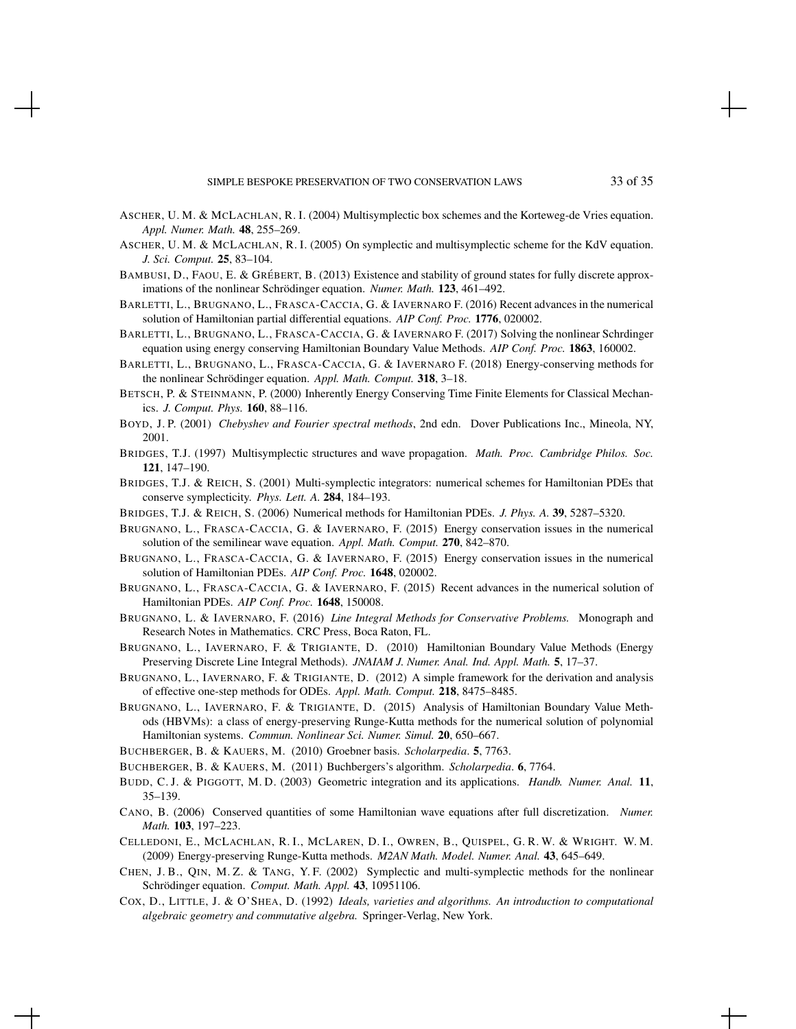ASCHER, U. M. & MCLACHLAN, R. I. (2004) Multisymplectic box schemes and the Korteweg-de Vries equation. *Appl. Numer. Math.* **48**, 255–269.

ASCHER, U. M. & MCLACHLAN, R. I. (2005) On symplectic and multisymplectic scheme for the KdV equation. *J. Sci. Comput.* **25**, 83–104.

BAMBUSI, D., FAOU, E. & GRÉBERT, B. (2013) Existence and stability of ground states for fully discrete approximations of the nonlinear Schrödinger equation. *Numer. Math.* **123**, 461–492.

BARLETTI, L., BRUGNANO, L., FRASCA-CACCIA, G. & IAVERNARO F. (2016) Recent advances in the numerical solution of Hamiltonian partial differential equations. *AIP Conf. Proc.* **1776**, 020002.

BARLETTI, L., BRUGNANO, L., FRASCA-CACCIA, G. & IAVERNARO F. (2017) Solving the nonlinear Schrdinger equation using energy conserving Hamiltonian Boundary Value Methods. *AIP Conf. Proc.* **1863**, 160002.

BARLETTI, L., BRUGNANO, L., FRASCA-CACCIA, G. & IAVERNARO F. (2018) Energy-conserving methods for the nonlinear Schrödinger equation. *Appl. Math. Comput.* **318**, 3–18.

BETSCH, P. & STEINMANN, P. (2000) Inherently Energy Conserving Time Finite Elements for Classical Mechanics. *J. Comput. Phys.* **160**, 88–116.

BOYD, J. P. (2001) *Chebyshev and Fourier spectral methods*, 2nd edn. Dover Publications Inc., Mineola, NY, 2001.

BRIDGES, T.J. (1997) Multisymplectic structures and wave propagation. *Math. Proc. Cambridge Philos. Soc.* **121**, 147–190.

BRIDGES, T.J. & REICH, S. (2001) Multi-symplectic integrators: numerical schemes for Hamiltonian PDEs that conserve symplecticity. *Phys. Lett. A.* **284**, 184–193.

BRIDGES, T.J. & REICH, S. (2006) Numerical methods for Hamiltonian PDEs. *J. Phys. A.* **39**, 5287–5320.

BRUGNANO, L., FRASCA-CACCIA, G. & IAVERNARO, F. (2015) Energy conservation issues in the numerical solution of the semilinear wave equation. *Appl. Math. Comput.* **270**, 842–870.

BRUGNANO, L., FRASCA-CACCIA, G. & IAVERNARO, F. (2015) Energy conservation issues in the numerical solution of Hamiltonian PDEs. *AIP Conf. Proc.* **1648**, 020002.

BRUGNANO, L., FRASCA-CACCIA, G. & IAVERNARO, F. (2015) Recent advances in the numerical solution of Hamiltonian PDEs. *AIP Conf. Proc.* **1648**, 150008.

BRUGNANO, L. & IAVERNARO, F. (2016) *Line Integral Methods for Conservative Problems.* Monograph and Research Notes in Mathematics. CRC Press, Boca Raton, FL.

BRUGNANO, L., IAVERNARO, F. & TRIGIANTE, D. (2010) Hamiltonian Boundary Value Methods (Energy Preserving Discrete Line Integral Methods). *JNAIAM J. Numer. Anal. Ind. Appl. Math.* **5**, 17–37.

BRUGNANO, L., IAVERNARO, F. & TRIGIANTE, D. (2012) A simple framework for the derivation and analysis of effective one-step methods for ODEs. *Appl. Math. Comput.* **218**, 8475–8485.

BRUGNANO, L., IAVERNARO, F. & TRIGIANTE, D. (2015) Analysis of Hamiltonian Boundary Value Methods (HBVMs): a class of energy-preserving Runge-Kutta methods for the numerical solution of polynomial Hamiltonian systems. *Commun. Nonlinear Sci. Numer. Simul.* **20**, 650–667.

BUCHBERGER, B. & KAUERS, M. (2010) Groebner basis. *Scholarpedia*. **5**, 7763.

BUCHBERGER, B. & KAUERS, M. (2011) Buchbergers's algorithm. *Scholarpedia*. **6**, 7764.

BUDD, C. J. & PIGGOTT, M. D. (2003) Geometric integration and its applications. *Handb. Numer. Anal.* **11**, 35–139.

CANO, B. (2006) Conserved quantities of some Hamiltonian wave equations after full discretization. *Numer. Math.* **103**, 197–223.

CELLEDONI, E., MCLACHLAN, R. I., MCLAREN, D. I., OWREN, B., QUISPEL, G. R. W. & WRIGHT. W. M. (2009) Energy-preserving Runge-Kutta methods. *M2AN Math. Model. Numer. Anal.* **43**, 645–649.

CHEN, J. B., QIN, M. Z. & TANG, Y. F. (2002) Symplectic and multi-symplectic methods for the nonlinear Schrödinger equation. *Comput. Math. Appl.* **43**, 10951106.

COX, D., LITTLE, J. & O'SHEA, D. (1992) *Ideals, varieties and algorithms. An introduction to computational algebraic geometry and commutative algebra.* Springer-Verlag, New York.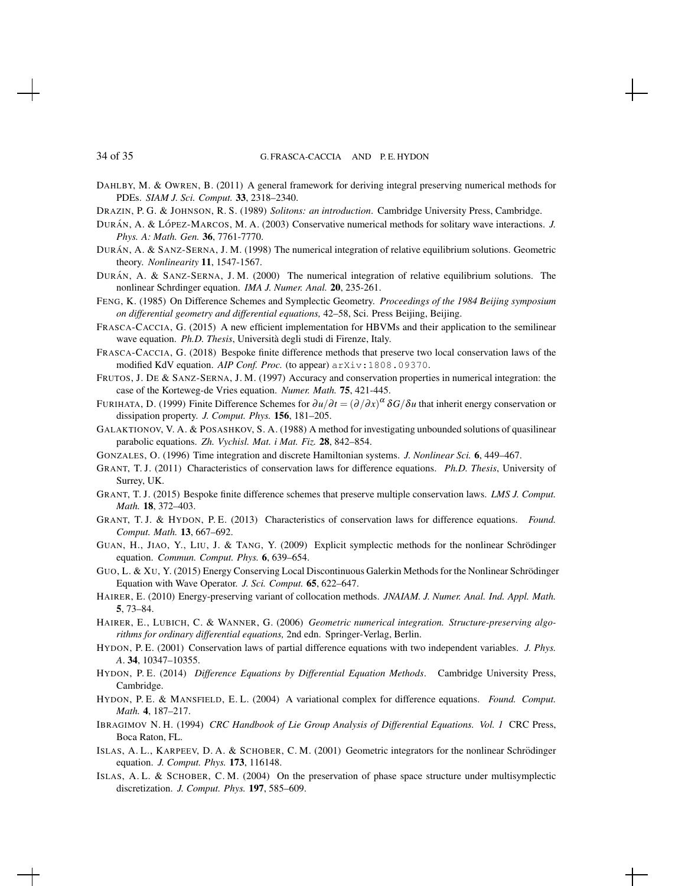DAHLBY, M. & OWREN, B. (2011) A general framework for deriving integral preserving numerical methods for PDEs. *SIAM J. Sci. Comput.* **33**, 2318–2340.

DRAZIN, P. G. & JOHNSON, R. S. (1989) *Solitons: an introduction*. Cambridge University Press, Cambridge.

DURÁN, A. & LÓPEZ-MARCOS, M. A. (2003) Conservative numerical methods for solitary wave interactions. *J. Phys. A: Math. Gen.* **36**, 7761-7770.

DURÁN, A. & SANZ-SERNA, J. M. (1998) The numerical integration of relative equilibrium solutions. Geometric theory. *Nonlinearity* **11**, 1547-1567.

DURÁN, A. & SANZ-SERNA, J. M. (2000) The numerical integration of relative equilibrium solutions. The nonlinear Schrdinger equation. *IMA J. Numer. Anal.* **20**, 235-261.

FENG, K. (1985) On Difference Schemes and Symplectic Geometry. *Proceedings of the 1984 Beijing symposium on differential geometry and differential equations,* 42–58, Sci. Press Beijing, Beijing.

FRASCA-CACCIA, G. (2015) A new efficient implementation for HBVMs and their application to the semilinear wave equation. *Ph.D. Thesis*, Università degli studi di Firenze, Italy.

FRASCA-CACCIA, G. (2018) Bespoke finite difference methods that preserve two local conservation laws of the modified KdV equation. *AIP Conf. Proc.* (to appear) `arXiv:1808.09370`.

FRUTOS, J. DE & SANZ-SERNA, J. M. (1997) Accuracy and conservation properties in numerical integration: the case of the Korteweg-de Vries equation. *Numer. Math.* **75**, 421-445.

FURIHATA, D. (1999) Finite Difference Schemes for $\partial u/\partial t = (\partial/\partial x)^{\alpha}\, \delta G/\delta u$ that inherit energy conservation or dissipation property. *J. Comput. Phys.* **156**, 181–205.

GALAKTIONOV, V. A. & POSASHKOV, S. A. (1988) A method for investigating unbounded solutions of quasilinear parabolic equations. *Zh. Vychisl. Mat. i Mat. Fiz.* **28**, 842–854.

GONZALES, O. (1996) Time integration and discrete Hamiltonian systems. *J. Nonlinear Sci.* **6**, 449–467.

GRANT, T. J. (2011) Characteristics of conservation laws for difference equations. *Ph.D. Thesis*, University of Surrey, UK.

GRANT, T. J. (2015) Bespoke finite difference schemes that preserve multiple conservation laws. *LMS J. Comput. Math.* **18**, 372–403.

GRANT, T. J. & HYDON, P. E. (2013) Characteristics of conservation laws for difference equations. *Found. Comput. Math.* **13**, 667–692.

GUAN, H., JIAO, Y., LIU, J. & TANG, Y. (2009) Explicit symplectic methods for the nonlinear Schrödinger equation. *Commun. Comput. Phys.* **6**, 639–654.

GUO, L. & XU, Y. (2015) Energy Conserving Local Discontinuous Galerkin Methods for the Nonlinear Schrödinger Equation with Wave Operator. *J. Sci. Comput.* **65**, 622–647.

HAIRER, E. (2010) Energy-preserving variant of collocation methods. *JNAIAM. J. Numer. Anal. Ind. Appl. Math.* **5**, 73–84.

HAIRER, E., LUBICH, C. & WANNER, G. (2006) *Geometric numerical integration. Structure-preserving algorithms for ordinary differential equations,* 2nd edn. Springer-Verlag, Berlin.

HYDON, P. E. (2001) Conservation laws of partial difference equations with two independent variables. *J. Phys. A*. **34**, 10347–10355.

HYDON, P. E. (2014) *Difference Equations by Differential Equation Methods*. Cambridge University Press, Cambridge.

HYDON, P. E. & MANSFIELD, E. L. (2004) A variational complex for difference equations. *Found. Comput. Math.* **4**, 187–217.

IBRAGIMOV N. H. (1994) *CRC Handbook of Lie Group Analysis of Differential Equations. Vol. 1* CRC Press, Boca Raton, FL.

ISLAS, A. L., KARPEEV, D. A. & SCHOBER, C. M. (2001) Geometric integrators for the nonlinear Schrödinger equation. *J. Comput. Phys.* **173**, 116148.

ISLAS, A. L. & SCHOBER, C. M. (2004) On the preservation of phase space structure under multisymplectic discretization. *J. Comput. Phys.* **197**, 585–609.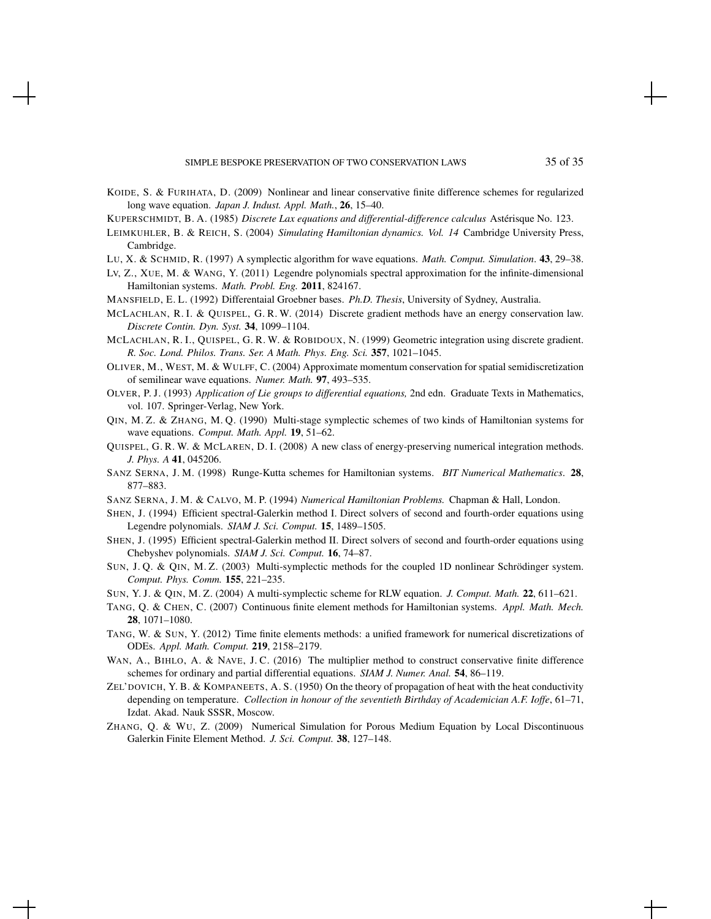KOIDE, S. & FURIHATA, D. (2009) Nonlinear and linear conservative finite difference schemes for regularized long wave equation. *Japan J. Indust. Appl. Math.*, **26**, 15–40.

KUPERSCHMIDT, B. A. (1985) *Discrete Lax equations and differential-difference calculus* Astérisque No. 123.

LEIMKUHLER, B. & REICH, S. (2004) *Simulating Hamiltonian dynamics. Vol. 14* Cambridge University Press, Cambridge.

LU, X. & SCHMID, R. (1997) A symplectic algorithm for wave equations. *Math. Comput. Simulation*. **43**, 29–38.

LV, Z., XUE, M. & WANG, Y. (2011) Legendre polynomials spectral approximation for the infinite-dimensional Hamiltonian systems. *Math. Probl. Eng.* **2011**, 824167.

MANSFIELD, E. L. (1992) Differentaial Groebner bases. *Ph.D. Thesis*, University of Sydney, Australia.

MCLACHLAN, R. I. & QUISPEL, G. R. W. (2014) Discrete gradient methods have an energy conservation law. *Discrete Contin. Dyn. Syst.* **34**, 1099–1104.

MCLACHLAN, R. I., QUISPEL, G. R. W. & ROBIDOUX, N. (1999) Geometric integration using discrete gradient. *R. Soc. Lond. Philos. Trans. Ser. A Math. Phys. Eng. Sci.* **357**, 1021–1045.

OLIVER, M., WEST, M. & WULFF, C. (2004) Approximate momentum conservation for spatial semidiscretization of semilinear wave equations. *Numer. Math.* **97**, 493–535.

OLVER, P. J. (1993) *Application of Lie groups to differential equations,* 2nd edn. Graduate Texts in Mathematics, vol. 107. Springer-Verlag, New York.

QIN, M. Z. & ZHANG, M. Q. (1990) Multi-stage symplectic schemes of two kinds of Hamiltonian systems for wave equations. *Comput. Math. Appl.* **19**, 51–62.

QUISPEL, G. R. W. & MCLAREN, D. I. (2008) A new class of energy-preserving numerical integration methods. *J. Phys. A* **41**, 045206.

SANZ SERNA, J. M. (1998) Runge-Kutta schemes for Hamiltonian systems. *BIT Numerical Mathematics*. **28**, 877–883.

SANZ SERNA, J. M. & CALVO, M. P. (1994) *Numerical Hamiltonian Problems.* Chapman & Hall, London.

SHEN, J. (1994) Efficient spectral-Galerkin method I. Direct solvers of second and fourth-order equations using Legendre polynomials. *SIAM J. Sci. Comput.* **15**, 1489–1505.

SHEN, J. (1995) Efficient spectral-Galerkin method II. Direct solvers of second and fourth-order equations using Chebyshev polynomials. *SIAM J. Sci. Comput.* **16**, 74–87.

SUN, J. Q. & QIN, M. Z. (2003) Multi-symplectic methods for the coupled 1D nonlinear Schrödinger system. *Comput. Phys. Comm.* **155**, 221–235.

SUN, Y. J. & QIN, M. Z. (2004) A multi-symplectic scheme for RLW equation. *J. Comput. Math.* **22**, 611–621.

TANG, Q. & CHEN, C. (2007) Continuous finite element methods for Hamiltonian systems. *Appl. Math. Mech.* **28**, 1071–1080.

TANG, W. & SUN, Y. (2012) Time finite elements methods: a unified framework for numerical discretizations of ODEs. *Appl. Math. Comput.* **219**, 2158–2179.

WAN, A., BIHLO, A. & NAVE, J. C. (2016) The multiplier method to construct conservative finite difference schemes for ordinary and partial differential equations. *SIAM J. Numer. Anal.* **54**, 86–119.

ZEL'DOVICH, Y. B. & KOMPANEETS, A. S. (1950) On the theory of propagation of heat with the heat conductivity depending on temperature. *Collection in honour of the seventieth Birthday of Academician A.F. Ioffe*, 61–71, Izdat. Akad. Nauk SSSR, Moscow.

ZHANG, Q. & WU, Z. (2009) Numerical Simulation for Porous Medium Equation by Local Discontinuous Galerkin Finite Element Method. *J. Sci. Comput.* **38**, 127–148.